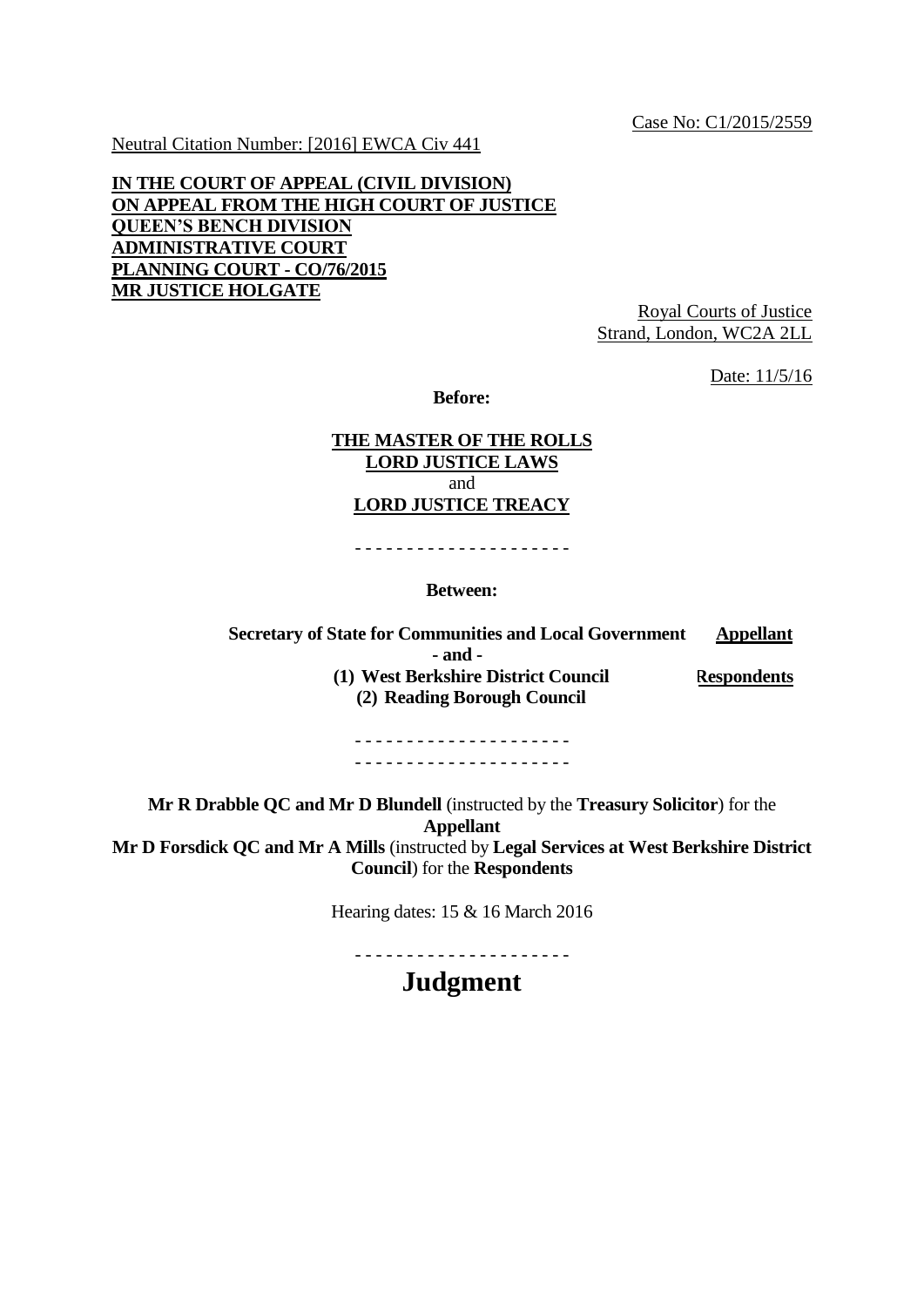Case No: C1/2015/2559

Neutral Citation Number: [2016] EWCA Civ 441

**IN THE COURT OF APPEAL (CIVIL DIVISION)**
**ON APPEAL FROM THE HIGH COURT OF JUSTICE**
**QUEEN'S BENCH DIVISION**
**ADMINISTRATIVE COURT**
**PLANNING COURT - CO/76/2015**
**MR JUSTICE HOLGATE**

Royal Courts of Justice
Strand, London, WC2A 2LL

Date: 11/5/16

**Before:**

**THE MASTER OF THE ROLLS**
**LORD JUSTICE LAWS**
and
**LORD JUSTICE TREACY**

- - - - - - - - - - - - - - - - - - - - -

**Between:**

| | |
|---|---|
| **Secretary of State for Communities and Local Government** | **Appellant** |
| **- and -** | |
| **(1) West Berkshire District Council** **(2) Reading Borough Council** | **Respondents** |

- - - - - - - - - - - - - - - - - - - - -
- - - - - - - - - - - - - - - - - - - - -

**Mr R Drabble QC and Mr D Blundell** (instructed by the **Treasury Solicitor**) for the **Appellant**
**Mr D Forsdick QC and Mr A Mills** (instructed by **Legal Services at West Berkshire District Council**) for the **Respondents**

Hearing dates: 15 & 16 March 2016

- - - - - - - - - - - - - - - - - - - - -

# Judgment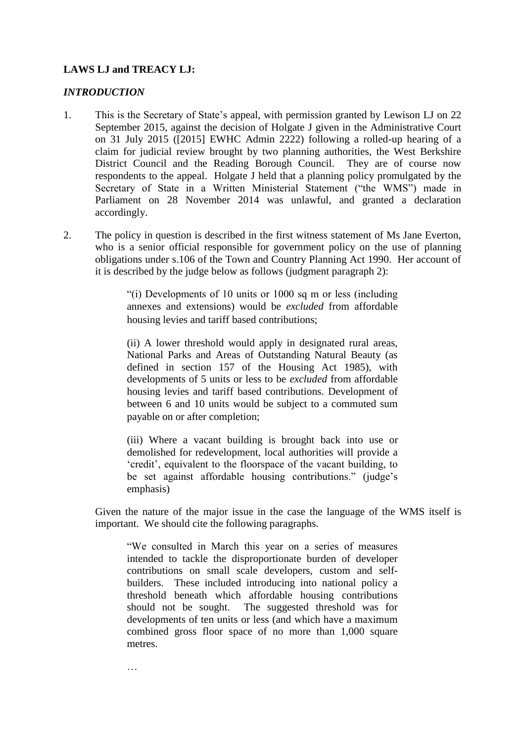**LAWS LJ and TREACY LJ:**

***INTRODUCTION***

1. This is the Secretary of State's appeal, with permission granted by Lewison LJ on 22 September 2015, against the decision of Holgate J given in the Administrative Court on 31 July 2015 ([2015] EWHC Admin 2222) following a rolled-up hearing of a claim for judicial review brought by two planning authorities, the West Berkshire District Council and the Reading Borough Council. They are of course now respondents to the appeal. Holgate J held that a planning policy promulgated by the Secretary of State in a Written Ministerial Statement ("the WMS") made in Parliament on 28 November 2014 was unlawful, and granted a declaration accordingly.

2. The policy in question is described in the first witness statement of Ms Jane Everton, who is a senior official responsible for government policy on the use of planning obligations under s.106 of the Town and Country Planning Act 1990. Her account of it is described by the judge below as follows (judgment paragraph 2):

   > "(i) Developments of 10 units or 1000 sq m or less (including annexes and extensions) would be *excluded* from affordable housing levies and tariff based contributions;
   >
   > (ii) A lower threshold would apply in designated rural areas, National Parks and Areas of Outstanding Natural Beauty (as defined in section 157 of the Housing Act 1985), with developments of 5 units or less to be *excluded* from affordable housing levies and tariff based contributions. Development of between 6 and 10 units would be subject to a commuted sum payable on or after completion;
   >
   > (iii) Where a vacant building is brought back into use or demolished for redevelopment, local authorities will provide a 'credit', equivalent to the floorspace of the vacant building, to be set against affordable housing contributions." (judge's emphasis)

   Given the nature of the major issue in the case the language of the WMS itself is important. We should cite the following paragraphs.

   > "We consulted in March this year on a series of measures intended to tackle the disproportionate burden of developer contributions on small scale developers, custom and self-builders. These included introducing into national policy a threshold beneath which affordable housing contributions should not be sought. The suggested threshold was for developments of ten units or less (and which have a maximum combined gross floor space of no more than 1,000 square metres.
   >
   > …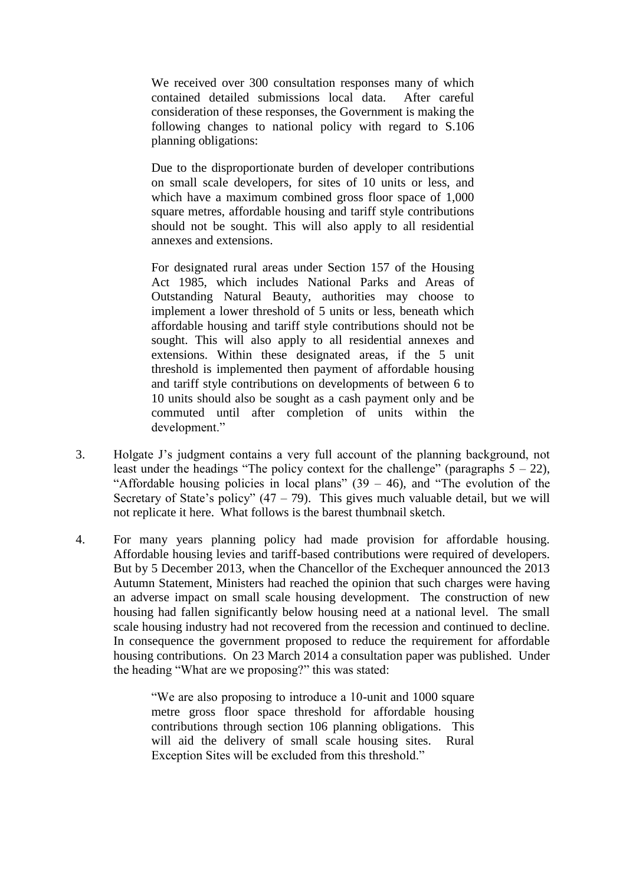> We received over 300 consultation responses many of which contained detailed submissions local data. After careful consideration of these responses, the Government is making the following changes to national policy with regard to S.106 planning obligations:
>
> Due to the disproportionate burden of developer contributions on small scale developers, for sites of 10 units or less, and which have a maximum combined gross floor space of 1,000 square metres, affordable housing and tariff style contributions should not be sought. This will also apply to all residential annexes and extensions.
>
> For designated rural areas under Section 157 of the Housing Act 1985, which includes National Parks and Areas of Outstanding Natural Beauty, authorities may choose to implement a lower threshold of 5 units or less, beneath which affordable housing and tariff style contributions should not be sought. This will also apply to all residential annexes and extensions. Within these designated areas, if the 5 unit threshold is implemented then payment of affordable housing and tariff style contributions on developments of between 6 to 10 units should also be sought as a cash payment only and be commuted until after completion of units within the development."

3. Holgate J's judgment contains a very full account of the planning background, not least under the headings "The policy context for the challenge" (paragraphs 5 – 22), "Affordable housing policies in local plans" (39 – 46), and "The evolution of the Secretary of State's policy" (47 – 79). This gives much valuable detail, but we will not replicate it here. What follows is the barest thumbnail sketch.

4. For many years planning policy had made provision for affordable housing. Affordable housing levies and tariff-based contributions were required of developers. But by 5 December 2013, when the Chancellor of the Exchequer announced the 2013 Autumn Statement, Ministers had reached the opinion that such charges were having an adverse impact on small scale housing development. The construction of new housing had fallen significantly below housing need at a national level. The small scale housing industry had not recovered from the recession and continued to decline. In consequence the government proposed to reduce the requirement for affordable housing contributions. On 23 March 2014 a consultation paper was published. Under the heading "What are we proposing?" this was stated:

> "We are also proposing to introduce a 10-unit and 1000 square metre gross floor space threshold for affordable housing contributions through section 106 planning obligations. This will aid the delivery of small scale housing sites. Rural Exception Sites will be excluded from this threshold."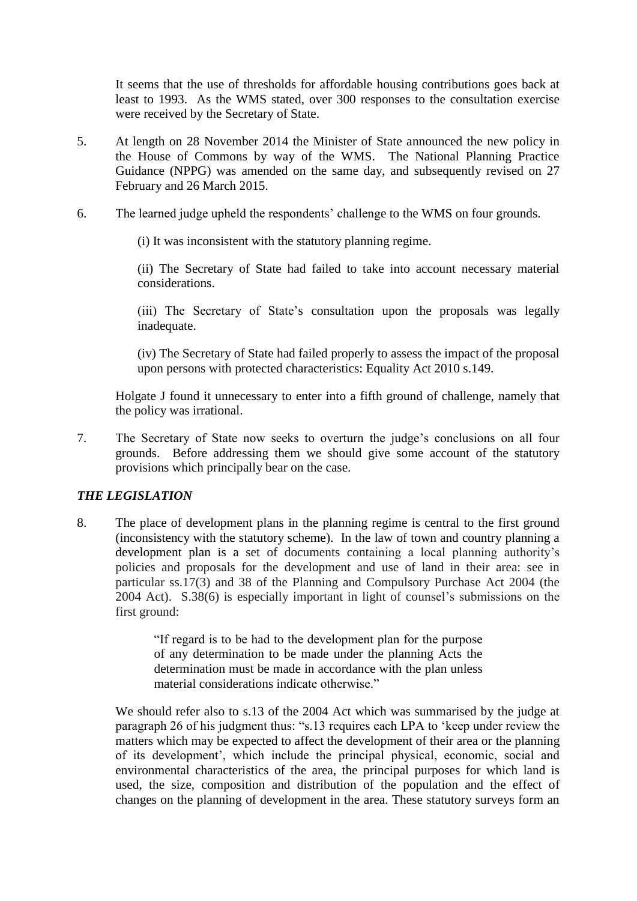It seems that the use of thresholds for affordable housing contributions goes back at least to 1993. As the WMS stated, over 300 responses to the consultation exercise were received by the Secretary of State.

5. At length on 28 November 2014 the Minister of State announced the new policy in the House of Commons by way of the WMS. The National Planning Practice Guidance (NPPG) was amended on the same day, and subsequently revised on 27 February and 26 March 2015.

6. The learned judge upheld the respondents' challenge to the WMS on four grounds.

   (i) It was inconsistent with the statutory planning regime.

   (ii) The Secretary of State had failed to take into account necessary material considerations.

   (iii) The Secretary of State's consultation upon the proposals was legally inadequate.

   (iv) The Secretary of State had failed properly to assess the impact of the proposal upon persons with protected characteristics: Equality Act 2010 s.149.

   Holgate J found it unnecessary to enter into a fifth ground of challenge, namely that the policy was irrational.

7. The Secretary of State now seeks to overturn the judge's conclusions on all four grounds. Before addressing them we should give some account of the statutory provisions which principally bear on the case.

### *THE LEGISLATION*

8. The place of development plans in the planning regime is central to the first ground (inconsistency with the statutory scheme). In the law of town and country planning a development plan is a set of documents containing a local planning authority's policies and proposals for the development and use of land in their area: see in particular ss.17(3) and 38 of the Planning and Compulsory Purchase Act 2004 (the 2004 Act). S.38(6) is especially important in light of counsel's submissions on the first ground:

   > "If regard is to be had to the development plan for the purpose of any determination to be made under the planning Acts the determination must be made in accordance with the plan unless material considerations indicate otherwise."

   We should refer also to s.13 of the 2004 Act which was summarised by the judge at paragraph 26 of his judgment thus: "s.13 requires each LPA to 'keep under review the matters which may be expected to affect the development of their area or the planning of its development', which include the principal physical, economic, social and environmental characteristics of the area, the principal purposes for which land is used, the size, composition and distribution of the population and the effect of changes on the planning of development in the area. These statutory surveys form an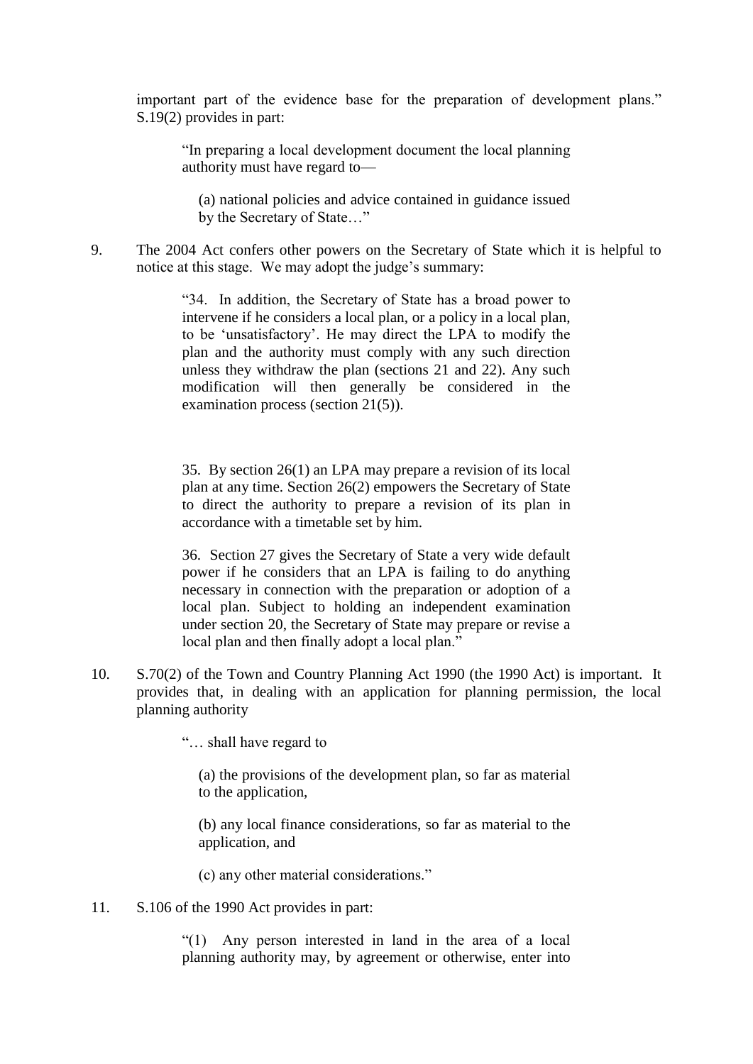important part of the evidence base for the preparation of development plans." S.19(2) provides in part:

> "In preparing a local development document the local planning authority must have regard to—
>
> (a) national policies and advice contained in guidance issued by the Secretary of State…"

9. The 2004 Act confers other powers on the Secretary of State which it is helpful to notice at this stage. We may adopt the judge's summary:

> "34. In addition, the Secretary of State has a broad power to intervene if he considers a local plan, or a policy in a local plan, to be 'unsatisfactory'. He may direct the LPA to modify the plan and the authority must comply with any such direction unless they withdraw the plan (sections 21 and 22). Any such modification will then generally be considered in the examination process (section 21(5)).
>
> 35. By section 26(1) an LPA may prepare a revision of its local plan at any time. Section 26(2) empowers the Secretary of State to direct the authority to prepare a revision of its plan in accordance with a timetable set by him.
>
> 36. Section 27 gives the Secretary of State a very wide default power if he considers that an LPA is failing to do anything necessary in connection with the preparation or adoption of a local plan. Subject to holding an independent examination under section 20, the Secretary of State may prepare or revise a local plan and then finally adopt a local plan."

10. S.70(2) of the Town and Country Planning Act 1990 (the 1990 Act) is important. It provides that, in dealing with an application for planning permission, the local planning authority

> "… shall have regard to
>
> (a) the provisions of the development plan, so far as material to the application,
>
> (b) any local finance considerations, so far as material to the application, and
>
> (c) any other material considerations."

11. S.106 of the 1990 Act provides in part:

> "(1) Any person interested in land in the area of a local planning authority may, by agreement or otherwise, enter into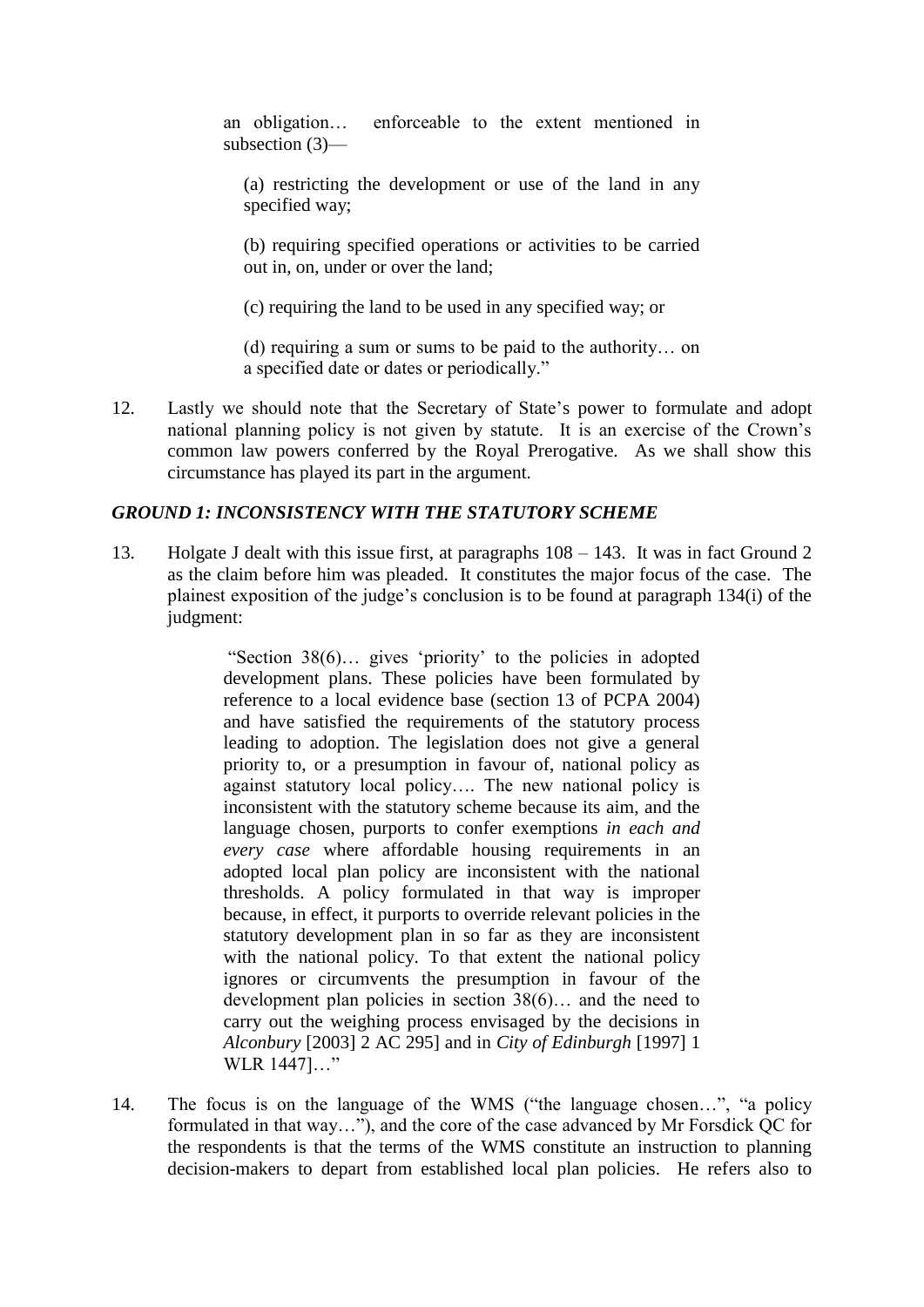> an obligation… enforceable to the extent mentioned in subsection (3)—
>
> (a) restricting the development or use of the land in any specified way;
>
> (b) requiring specified operations or activities to be carried out in, on, under or over the land;
>
> (c) requiring the land to be used in any specified way; or
>
> (d) requiring a sum or sums to be paid to the authority… on a specified date or dates or periodically."

12. Lastly we should note that the Secretary of State's power to formulate and adopt national planning policy is not given by statute. It is an exercise of the Crown's common law powers conferred by the Royal Prerogative. As we shall show this circumstance has played its part in the argument.

### *GROUND 1: INCONSISTENCY WITH THE STATUTORY SCHEME*

13. Holgate J dealt with this issue first, at paragraphs 108 – 143. It was in fact Ground 2 as the claim before him was pleaded. It constitutes the major focus of the case. The plainest exposition of the judge's conclusion is to be found at paragraph 134(i) of the judgment:

> "Section 38(6)… gives 'priority' to the policies in adopted development plans. These policies have been formulated by reference to a local evidence base (section 13 of PCPA 2004) and have satisfied the requirements of the statutory process leading to adoption. The legislation does not give a general priority to, or a presumption in favour of, national policy as against statutory local policy…. The new national policy is inconsistent with the statutory scheme because its aim, and the language chosen, purports to confer exemptions *in each and every case* where affordable housing requirements in an adopted local plan policy are inconsistent with the national thresholds. A policy formulated in that way is improper because, in effect, it purports to override relevant policies in the statutory development plan in so far as they are inconsistent with the national policy. To that extent the national policy ignores or circumvents the presumption in favour of the development plan policies in section 38(6)… and the need to carry out the weighing process envisaged by the decisions in *Alconbury* [2003] 2 AC 295] and in *City of Edinburgh* [1997] 1 WLR 1447]…"

14. The focus is on the language of the WMS ("the language chosen…", "a policy formulated in that way…"), and the core of the case advanced by Mr Forsdick QC for the respondents is that the terms of the WMS constitute an instruction to planning decision-makers to depart from established local plan policies. He refers also to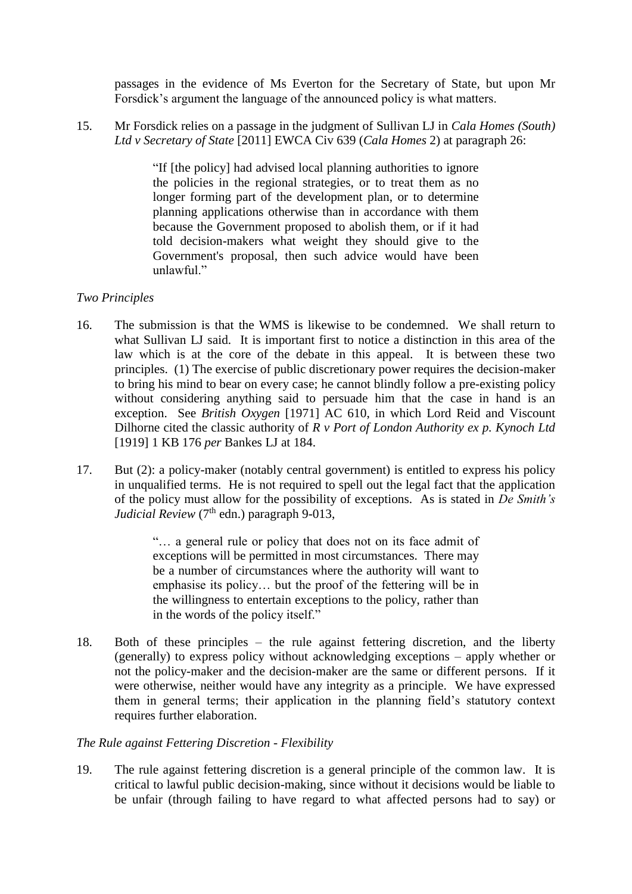passages in the evidence of Ms Everton for the Secretary of State, but upon Mr Forsdick's argument the language of the announced policy is what matters.

15. Mr Forsdick relies on a passage in the judgment of Sullivan LJ in *Cala Homes (South) Ltd v Secretary of State* [2011] EWCA Civ 639 (*Cala Homes* 2) at paragraph 26:

> "If [the policy] had advised local planning authorities to ignore the policies in the regional strategies, or to treat them as no longer forming part of the development plan, or to determine planning applications otherwise than in accordance with them because the Government proposed to abolish them, or if it had told decision-makers what weight they should give to the Government's proposal, then such advice would have been unlawful."

*Two Principles*

16. The submission is that the WMS is likewise to be condemned. We shall return to what Sullivan LJ said. It is important first to notice a distinction in this area of the law which is at the core of the debate in this appeal. It is between these two principles. (1) The exercise of public discretionary power requires the decision-maker to bring his mind to bear on every case; he cannot blindly follow a pre-existing policy without considering anything said to persuade him that the case in hand is an exception. See *British Oxygen* [1971] AC 610, in which Lord Reid and Viscount Dilhorne cited the classic authority of *R v Port of London Authority ex p. Kynoch Ltd* [1919] 1 KB 176 *per* Bankes LJ at 184.

17. But (2): a policy-maker (notably central government) is entitled to express his policy in unqualified terms. He is not required to spell out the legal fact that the application of the policy must allow for the possibility of exceptions. As is stated in *De Smith's Judicial Review* (7th edn.) paragraph 9-013,

> "… a general rule or policy that does not on its face admit of exceptions will be permitted in most circumstances. There may be a number of circumstances where the authority will want to emphasise its policy… but the proof of the fettering will be in the willingness to entertain exceptions to the policy, rather than in the words of the policy itself."

18. Both of these principles – the rule against fettering discretion, and the liberty (generally) to express policy without acknowledging exceptions – apply whether or not the policy-maker and the decision-maker are the same or different persons. If it were otherwise, neither would have any integrity as a principle. We have expressed them in general terms; their application in the planning field's statutory context requires further elaboration.

*The Rule against Fettering Discretion - Flexibility*

19. The rule against fettering discretion is a general principle of the common law. It is critical to lawful public decision-making, since without it decisions would be liable to be unfair (through failing to have regard to what affected persons had to say) or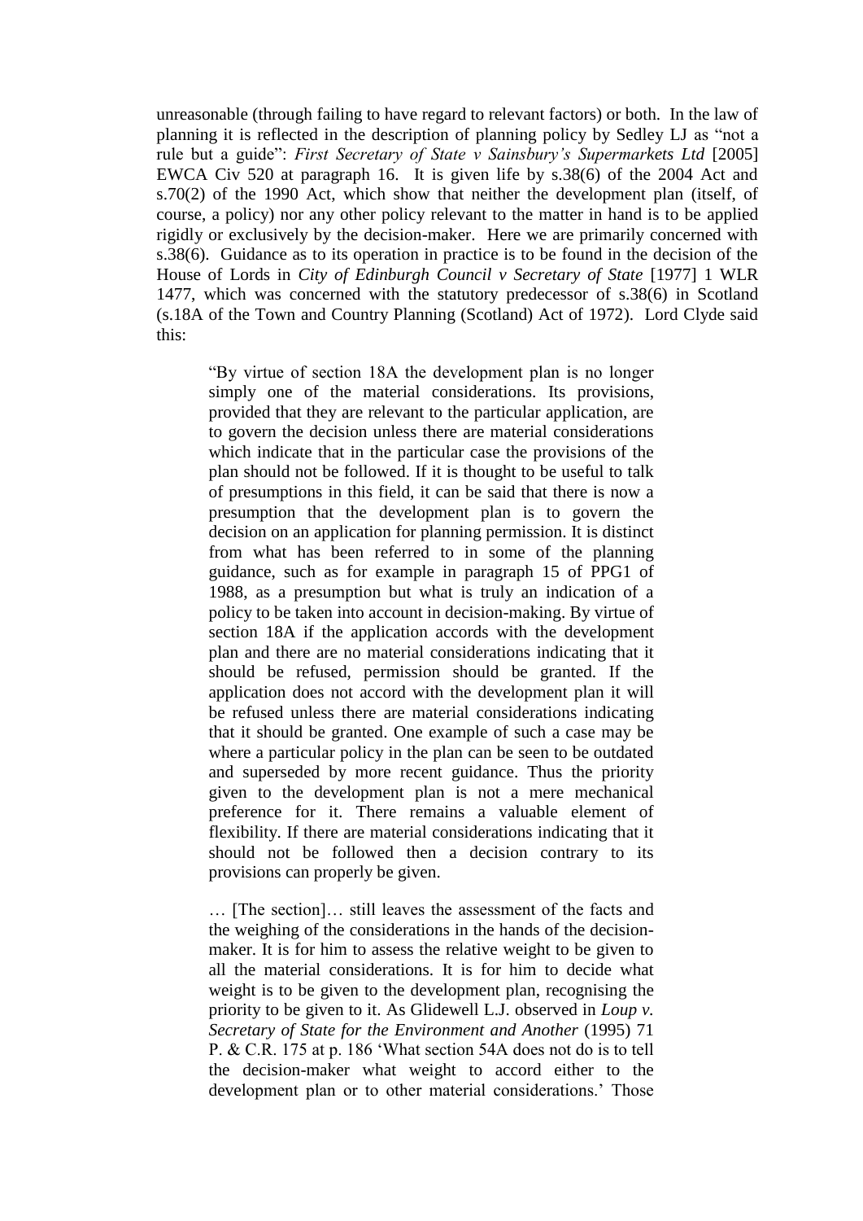unreasonable (through failing to have regard to relevant factors) or both. In the law of planning it is reflected in the description of planning policy by Sedley LJ as "not a rule but a guide": *First Secretary of State v Sainsbury's Supermarkets Ltd* [2005] EWCA Civ 520 at paragraph 16. It is given life by s.38(6) of the 2004 Act and s.70(2) of the 1990 Act, which show that neither the development plan (itself, of course, a policy) nor any other policy relevant to the matter in hand is to be applied rigidly or exclusively by the decision-maker. Here we are primarily concerned with s.38(6). Guidance as to its operation in practice is to be found in the decision of the House of Lords in *City of Edinburgh Council v Secretary of State* [1977] 1 WLR 1477, which was concerned with the statutory predecessor of s.38(6) in Scotland (s.18A of the Town and Country Planning (Scotland) Act of 1972). Lord Clyde said this:

> "By virtue of section 18A the development plan is no longer simply one of the material considerations. Its provisions, provided that they are relevant to the particular application, are to govern the decision unless there are material considerations which indicate that in the particular case the provisions of the plan should not be followed. If it is thought to be useful to talk of presumptions in this field, it can be said that there is now a presumption that the development plan is to govern the decision on an application for planning permission. It is distinct from what has been referred to in some of the planning guidance, such as for example in paragraph 15 of PPG1 of 1988, as a presumption but what is truly an indication of a policy to be taken into account in decision-making. By virtue of section 18A if the application accords with the development plan and there are no material considerations indicating that it should be refused, permission should be granted. If the application does not accord with the development plan it will be refused unless there are material considerations indicating that it should be granted. One example of such a case may be where a particular policy in the plan can be seen to be outdated and superseded by more recent guidance. Thus the priority given to the development plan is not a mere mechanical preference for it. There remains a valuable element of flexibility. If there are material considerations indicating that it should not be followed then a decision contrary to its provisions can properly be given.
>
> … [The section]… still leaves the assessment of the facts and the weighing of the considerations in the hands of the decision-maker. It is for him to assess the relative weight to be given to all the material considerations. It is for him to decide what weight is to be given to the development plan, recognising the priority to be given to it. As Glidewell L.J. observed in *Loup v. Secretary of State for the Environment and Another* (1995) 71 P. & C.R. 175 at p. 186 'What section 54A does not do is to tell the decision-maker what weight to accord either to the development plan or to other material considerations.' Those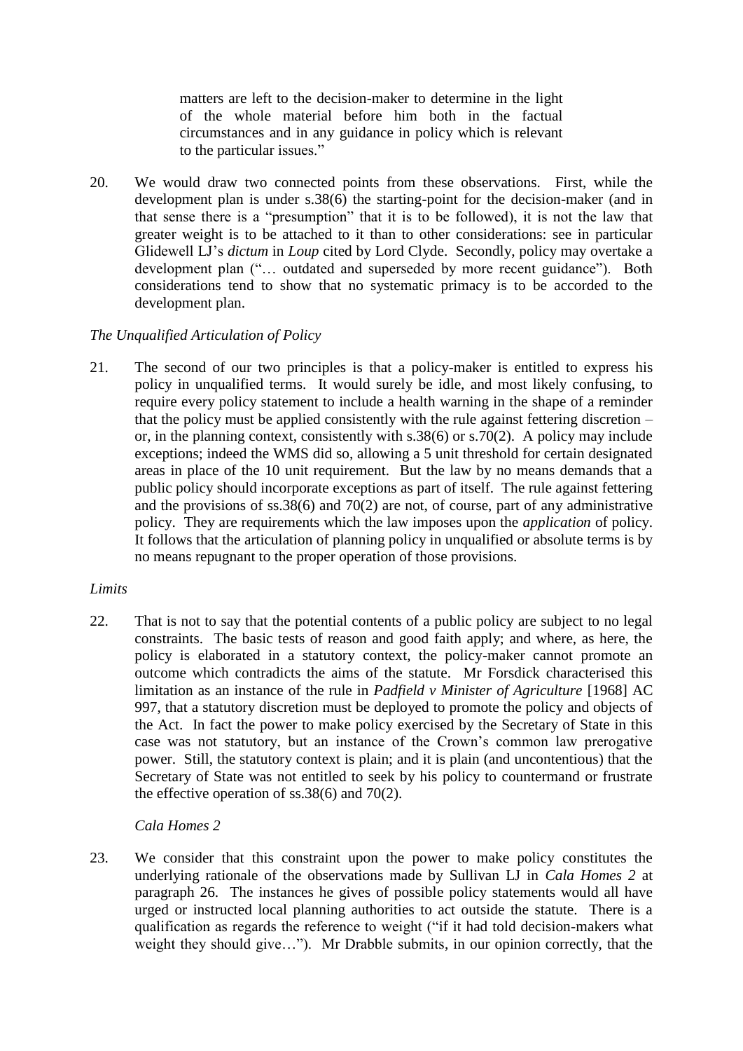> matters are left to the decision-maker to determine in the light of the whole material before him both in the factual circumstances and in any guidance in policy which is relevant to the particular issues."

20. We would draw two connected points from these observations. First, while the development plan is under s.38(6) the starting-point for the decision-maker (and in that sense there is a "presumption" that it is to be followed), it is not the law that greater weight is to be attached to it than to other considerations: see in particular Glidewell LJ's *dictum* in *Loup* cited by Lord Clyde. Secondly, policy may overtake a development plan ("… outdated and superseded by more recent guidance"). Both considerations tend to show that no systematic primacy is to be accorded to the development plan.

*The Unqualified Articulation of Policy*

21. The second of our two principles is that a policy-maker is entitled to express his policy in unqualified terms. It would surely be idle, and most likely confusing, to require every policy statement to include a health warning in the shape of a reminder that the policy must be applied consistently with the rule against fettering discretion – or, in the planning context, consistently with s.38(6) or s.70(2). A policy may include exceptions; indeed the WMS did so, allowing a 5 unit threshold for certain designated areas in place of the 10 unit requirement. But the law by no means demands that a public policy should incorporate exceptions as part of itself. The rule against fettering and the provisions of ss.38(6) and 70(2) are not, of course, part of any administrative policy. They are requirements which the law imposes upon the *application* of policy. It follows that the articulation of planning policy in unqualified or absolute terms is by no means repugnant to the proper operation of those provisions.

*Limits*

22. That is not to say that the potential contents of a public policy are subject to no legal constraints. The basic tests of reason and good faith apply; and where, as here, the policy is elaborated in a statutory context, the policy-maker cannot promote an outcome which contradicts the aims of the statute. Mr Forsdick characterised this limitation as an instance of the rule in *Padfield v Minister of Agriculture* [1968] AC 997, that a statutory discretion must be deployed to promote the policy and objects of the Act. In fact the power to make policy exercised by the Secretary of State in this case was not statutory, but an instance of the Crown's common law prerogative power. Still, the statutory context is plain; and it is plain (and uncontentious) that the Secretary of State was not entitled to seek by his policy to countermand or frustrate the effective operation of ss.38(6) and 70(2).

*Cala Homes 2*

23. We consider that this constraint upon the power to make policy constitutes the underlying rationale of the observations made by Sullivan LJ in *Cala Homes 2* at paragraph 26. The instances he gives of possible policy statements would all have urged or instructed local planning authorities to act outside the statute. There is a qualification as regards the reference to weight ("if it had told decision-makers what weight they should give…"). Mr Drabble submits, in our opinion correctly, that the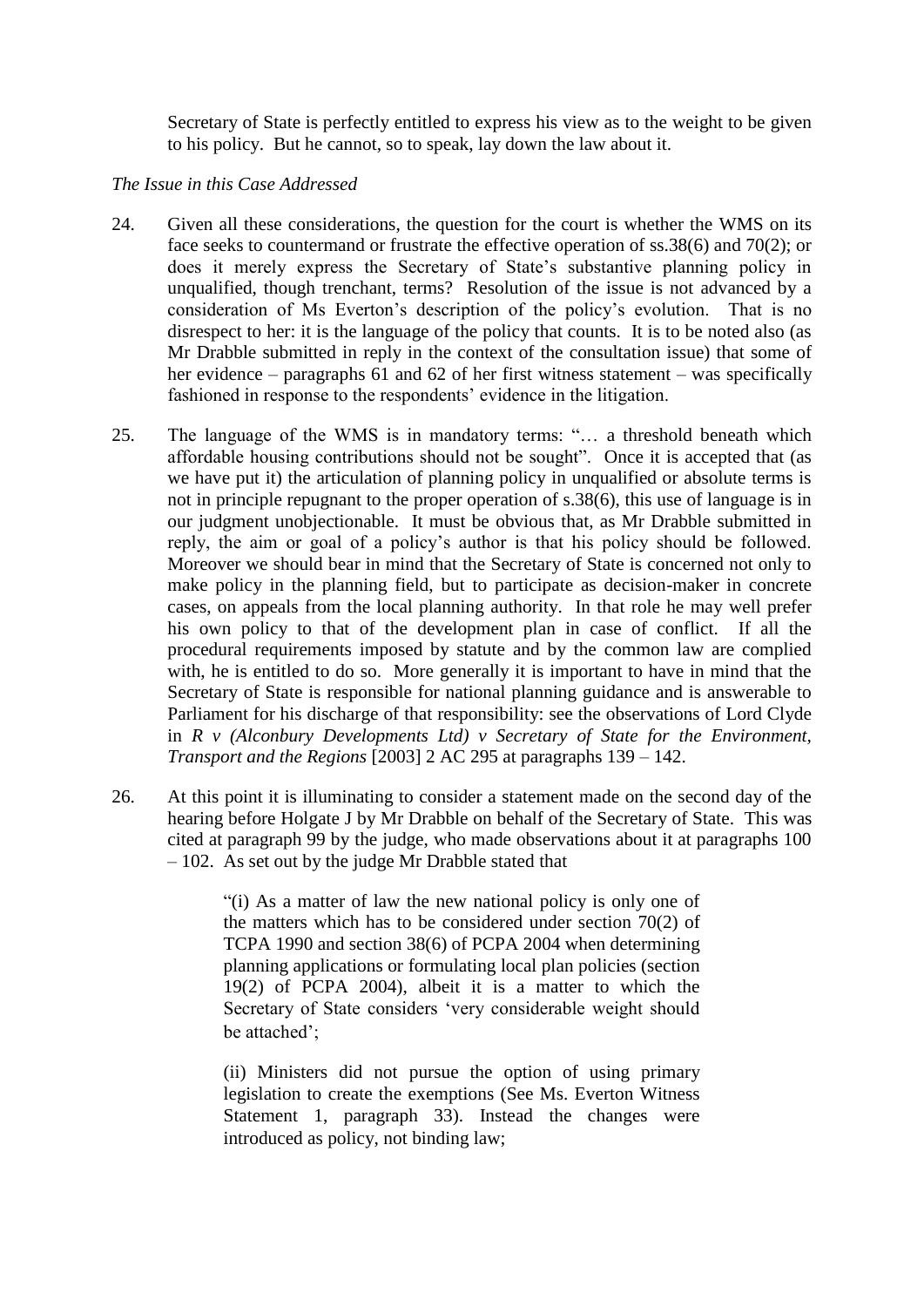Secretary of State is perfectly entitled to express his view as to the weight to be given to his policy. But he cannot, so to speak, lay down the law about it.

*The Issue in this Case Addressed*

24. Given all these considerations, the question for the court is whether the WMS on its face seeks to countermand or frustrate the effective operation of ss.38(6) and 70(2); or does it merely express the Secretary of State's substantive planning policy in unqualified, though trenchant, terms? Resolution of the issue is not advanced by a consideration of Ms Everton's description of the policy's evolution. That is no disrespect to her: it is the language of the policy that counts. It is to be noted also (as Mr Drabble submitted in reply in the context of the consultation issue) that some of her evidence – paragraphs 61 and 62 of her first witness statement – was specifically fashioned in response to the respondents' evidence in the litigation.

25. The language of the WMS is in mandatory terms: "… a threshold beneath which affordable housing contributions should not be sought". Once it is accepted that (as we have put it) the articulation of planning policy in unqualified or absolute terms is not in principle repugnant to the proper operation of s.38(6), this use of language is in our judgment unobjectionable. It must be obvious that, as Mr Drabble submitted in reply, the aim or goal of a policy's author is that his policy should be followed. Moreover we should bear in mind that the Secretary of State is concerned not only to make policy in the planning field, but to participate as decision-maker in concrete cases, on appeals from the local planning authority. In that role he may well prefer his own policy to that of the development plan in case of conflict. If all the procedural requirements imposed by statute and by the common law are complied with, he is entitled to do so. More generally it is important to have in mind that the Secretary of State is responsible for national planning guidance and is answerable to Parliament for his discharge of that responsibility: see the observations of Lord Clyde in *R v (Alconbury Developments Ltd) v Secretary of State for the Environment, Transport and the Regions* [2003] 2 AC 295 at paragraphs 139 – 142.

26. At this point it is illuminating to consider a statement made on the second day of the hearing before Holgate J by Mr Drabble on behalf of the Secretary of State. This was cited at paragraph 99 by the judge, who made observations about it at paragraphs 100 – 102. As set out by the judge Mr Drabble stated that

> "(i) As a matter of law the new national policy is only one of the matters which has to be considered under section 70(2) of TCPA 1990 and section 38(6) of PCPA 2004 when determining planning applications or formulating local plan policies (section 19(2) of PCPA 2004), albeit it is a matter to which the Secretary of State considers 'very considerable weight should be attached';
>
> (ii) Ministers did not pursue the option of using primary legislation to create the exemptions (See Ms. Everton Witness Statement 1, paragraph 33). Instead the changes were introduced as policy, not binding law;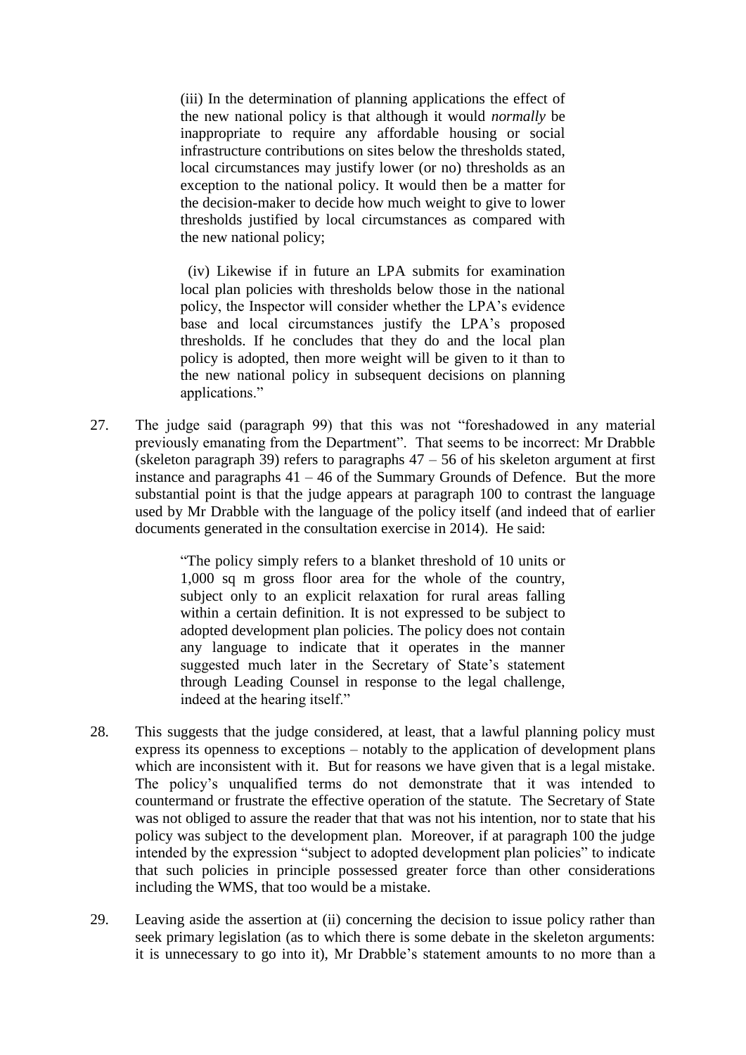> (iii) In the determination of planning applications the effect of the new national policy is that although it would *normally* be inappropriate to require any affordable housing or social infrastructure contributions on sites below the thresholds stated, local circumstances may justify lower (or no) thresholds as an exception to the national policy. It would then be a matter for the decision-maker to decide how much weight to give to lower thresholds justified by local circumstances as compared with the new national policy;
>
> (iv) Likewise if in future an LPA submits for examination local plan policies with thresholds below those in the national policy, the Inspector will consider whether the LPA's evidence base and local circumstances justify the LPA's proposed thresholds. If he concludes that they do and the local plan policy is adopted, then more weight will be given to it than to the new national policy in subsequent decisions on planning applications."

27. The judge said (paragraph 99) that this was not "foreshadowed in any material previously emanating from the Department". That seems to be incorrect: Mr Drabble (skeleton paragraph 39) refers to paragraphs 47 – 56 of his skeleton argument at first instance and paragraphs 41 – 46 of the Summary Grounds of Defence. But the more substantial point is that the judge appears at paragraph 100 to contrast the language used by Mr Drabble with the language of the policy itself (and indeed that of earlier documents generated in the consultation exercise in 2014). He said:

> "The policy simply refers to a blanket threshold of 10 units or 1,000 sq m gross floor area for the whole of the country, subject only to an explicit relaxation for rural areas falling within a certain definition. It is not expressed to be subject to adopted development plan policies. The policy does not contain any language to indicate that it operates in the manner suggested much later in the Secretary of State's statement through Leading Counsel in response to the legal challenge, indeed at the hearing itself."

28. This suggests that the judge considered, at least, that a lawful planning policy must express its openness to exceptions – notably to the application of development plans which are inconsistent with it. But for reasons we have given that is a legal mistake. The policy's unqualified terms do not demonstrate that it was intended to countermand or frustrate the effective operation of the statute. The Secretary of State was not obliged to assure the reader that that was not his intention, nor to state that his policy was subject to the development plan. Moreover, if at paragraph 100 the judge intended by the expression "subject to adopted development plan policies" to indicate that such policies in principle possessed greater force than other considerations including the WMS, that too would be a mistake.

29. Leaving aside the assertion at (ii) concerning the decision to issue policy rather than seek primary legislation (as to which there is some debate in the skeleton arguments: it is unnecessary to go into it), Mr Drabble's statement amounts to no more than a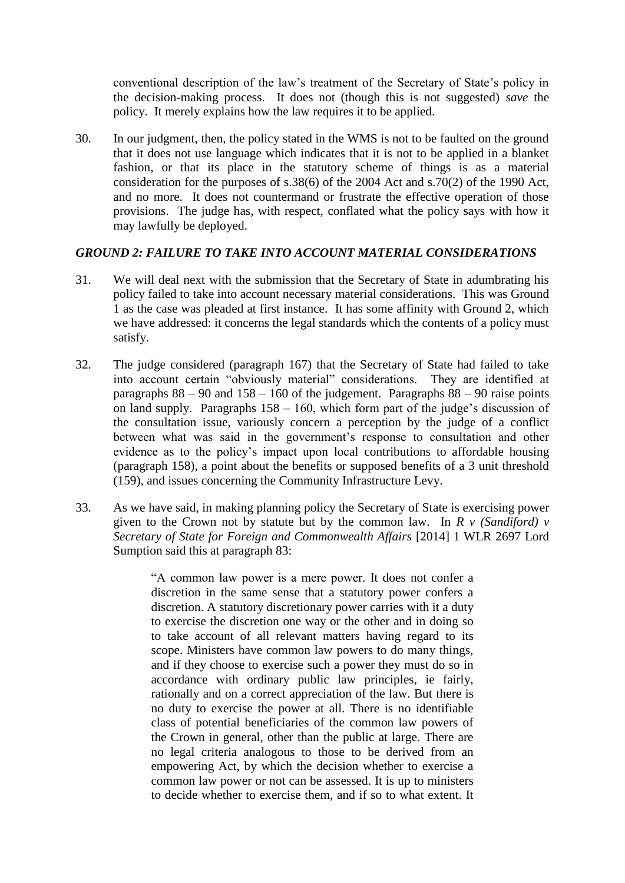conventional description of the law's treatment of the Secretary of State's policy in the decision-making process. It does not (though this is not suggested) *save* the policy. It merely explains how the law requires it to be applied.

30. In our judgment, then, the policy stated in the WMS is not to be faulted on the ground that it does not use language which indicates that it is not to be applied in a blanket fashion, or that its place in the statutory scheme of things is as a material consideration for the purposes of s.38(6) of the 2004 Act and s.70(2) of the 1990 Act, and no more. It does not countermand or frustrate the effective operation of those provisions. The judge has, with respect, conflated what the policy says with how it may lawfully be deployed.

### *GROUND 2: FAILURE TO TAKE INTO ACCOUNT MATERIAL CONSIDERATIONS*

31. We will deal next with the submission that the Secretary of State in adumbrating his policy failed to take into account necessary material considerations. This was Ground 1 as the case was pleaded at first instance. It has some affinity with Ground 2, which we have addressed: it concerns the legal standards which the contents of a policy must satisfy.

32. The judge considered (paragraph 167) that the Secretary of State had failed to take into account certain "obviously material" considerations. They are identified at paragraphs 88 – 90 and 158 – 160 of the judgement. Paragraphs 88 – 90 raise points on land supply. Paragraphs 158 – 160, which form part of the judge's discussion of the consultation issue, variously concern a perception by the judge of a conflict between what was said in the government's response to consultation and other evidence as to the policy's impact upon local contributions to affordable housing (paragraph 158), a point about the benefits or supposed benefits of a 3 unit threshold (159), and issues concerning the Community Infrastructure Levy.

33. As we have said, in making planning policy the Secretary of State is exercising power given to the Crown not by statute but by the common law. In *R v (Sandiford) v Secretary of State for Foreign and Commonwealth Affairs* [2014] 1 WLR 2697 Lord Sumption said this at paragraph 83:

> "A common law power is a mere power. It does not confer a discretion in the same sense that a statutory power confers a discretion. A statutory discretionary power carries with it a duty to exercise the discretion one way or the other and in doing so to take account of all relevant matters having regard to its scope. Ministers have common law powers to do many things, and if they choose to exercise such a power they must do so in accordance with ordinary public law principles, ie fairly, rationally and on a correct appreciation of the law. But there is no duty to exercise the power at all. There is no identifiable class of potential beneficiaries of the common law powers of the Crown in general, other than the public at large. There are no legal criteria analogous to those to be derived from an empowering Act, by which the decision whether to exercise a common law power or not can be assessed. It is up to ministers to decide whether to exercise them, and if so to what extent. It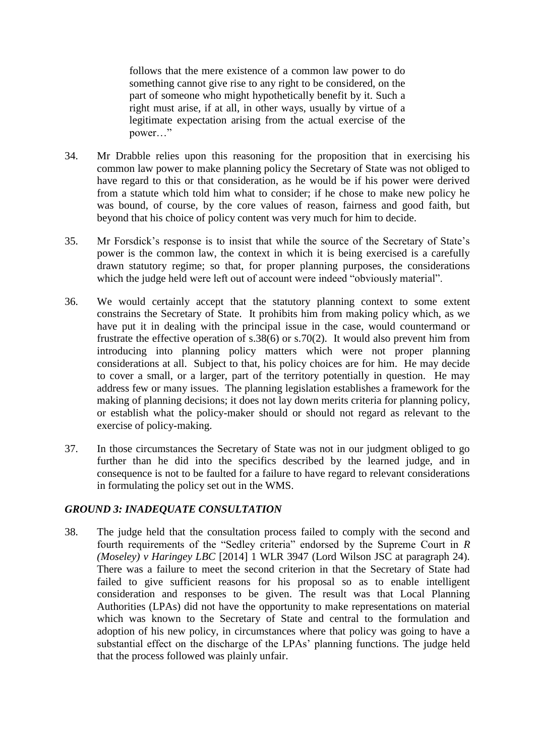> follows that the mere existence of a common law power to do something cannot give rise to any right to be considered, on the part of someone who might hypothetically benefit by it. Such a right must arise, if at all, in other ways, usually by virtue of a legitimate expectation arising from the actual exercise of the power…"

34. Mr Drabble relies upon this reasoning for the proposition that in exercising his common law power to make planning policy the Secretary of State was not obliged to have regard to this or that consideration, as he would be if his power were derived from a statute which told him what to consider; if he chose to make new policy he was bound, of course, by the core values of reason, fairness and good faith, but beyond that his choice of policy content was very much for him to decide.

35. Mr Forsdick's response is to insist that while the source of the Secretary of State's power is the common law, the context in which it is being exercised is a carefully drawn statutory regime; so that, for proper planning purposes, the considerations which the judge held were left out of account were indeed "obviously material".

36. We would certainly accept that the statutory planning context to some extent constrains the Secretary of State. It prohibits him from making policy which, as we have put it in dealing with the principal issue in the case, would countermand or frustrate the effective operation of s.38(6) or s.70(2). It would also prevent him from introducing into planning policy matters which were not proper planning considerations at all. Subject to that, his policy choices are for him. He may decide to cover a small, or a larger, part of the territory potentially in question. He may address few or many issues. The planning legislation establishes a framework for the making of planning decisions; it does not lay down merits criteria for planning policy, or establish what the policy-maker should or should not regard as relevant to the exercise of policy-making.

37. In those circumstances the Secretary of State was not in our judgment obliged to go further than he did into the specifics described by the learned judge, and in consequence is not to be faulted for a failure to have regard to relevant considerations in formulating the policy set out in the WMS.

### *GROUND 3: INADEQUATE CONSULTATION*

38. The judge held that the consultation process failed to comply with the second and fourth requirements of the "Sedley criteria" endorsed by the Supreme Court in *R (Moseley) v Haringey LBC* [2014] 1 WLR 3947 (Lord Wilson JSC at paragraph 24). There was a failure to meet the second criterion in that the Secretary of State had failed to give sufficient reasons for his proposal so as to enable intelligent consideration and responses to be given. The result was that Local Planning Authorities (LPAs) did not have the opportunity to make representations on material which was known to the Secretary of State and central to the formulation and adoption of his new policy, in circumstances where that policy was going to have a substantial effect on the discharge of the LPAs' planning functions. The judge held that the process followed was plainly unfair.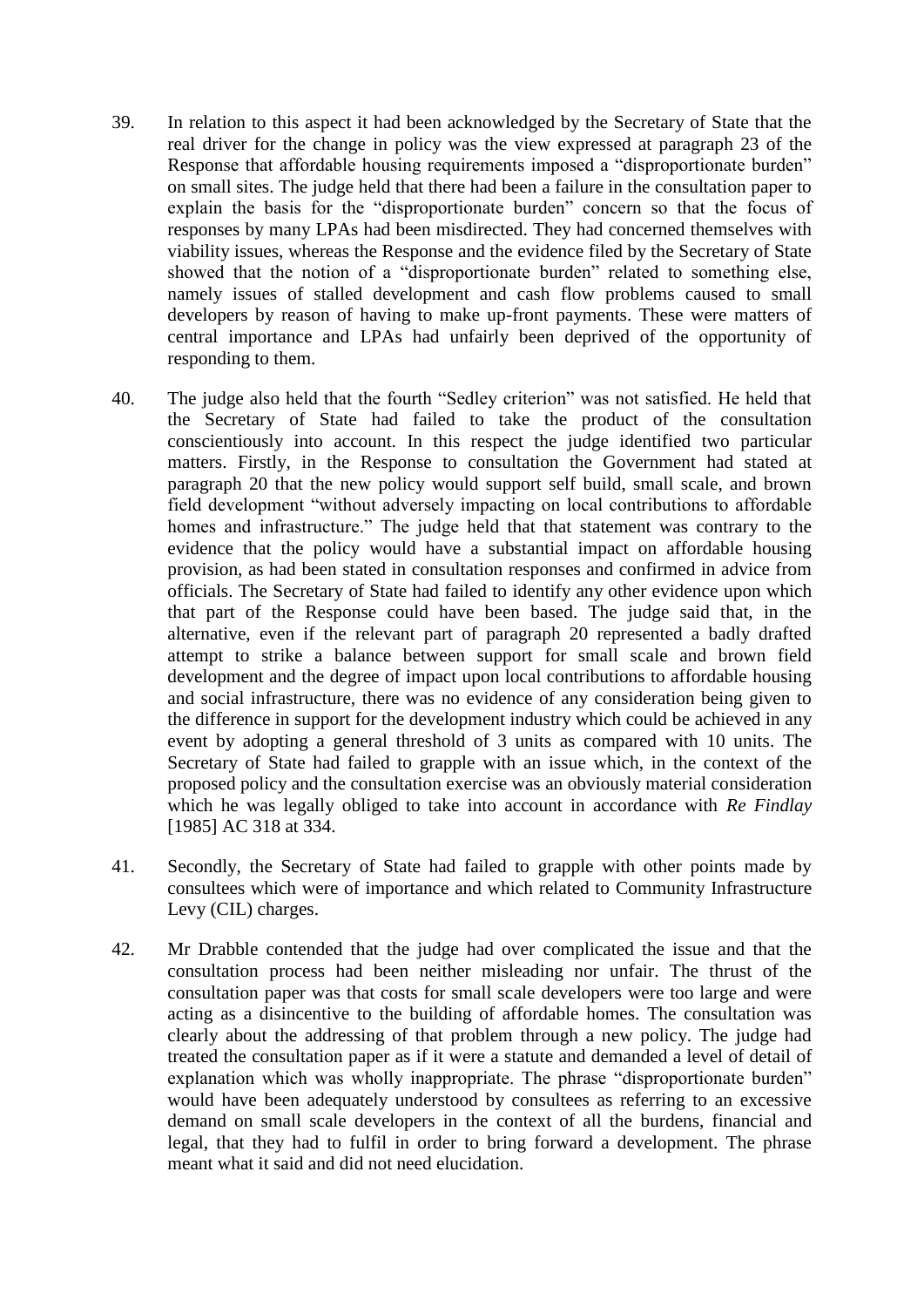39. In relation to this aspect it had been acknowledged by the Secretary of State that the real driver for the change in policy was the view expressed at paragraph 23 of the Response that affordable housing requirements imposed a "disproportionate burden" on small sites. The judge held that there had been a failure in the consultation paper to explain the basis for the "disproportionate burden" concern so that the focus of responses by many LPAs had been misdirected. They had concerned themselves with viability issues, whereas the Response and the evidence filed by the Secretary of State showed that the notion of a "disproportionate burden" related to something else, namely issues of stalled development and cash flow problems caused to small developers by reason of having to make up-front payments. These were matters of central importance and LPAs had unfairly been deprived of the opportunity of responding to them.

40. The judge also held that the fourth "Sedley criterion" was not satisfied. He held that the Secretary of State had failed to take the product of the consultation conscientiously into account. In this respect the judge identified two particular matters. Firstly, in the Response to consultation the Government had stated at paragraph 20 that the new policy would support self build, small scale, and brown field development "without adversely impacting on local contributions to affordable homes and infrastructure." The judge held that that statement was contrary to the evidence that the policy would have a substantial impact on affordable housing provision, as had been stated in consultation responses and confirmed in advice from officials. The Secretary of State had failed to identify any other evidence upon which that part of the Response could have been based. The judge said that, in the alternative, even if the relevant part of paragraph 20 represented a badly drafted attempt to strike a balance between support for small scale and brown field development and the degree of impact upon local contributions to affordable housing and social infrastructure, there was no evidence of any consideration being given to the difference in support for the development industry which could be achieved in any event by adopting a general threshold of 3 units as compared with 10 units. The Secretary of State had failed to grapple with an issue which, in the context of the proposed policy and the consultation exercise was an obviously material consideration which he was legally obliged to take into account in accordance with *Re Findlay* [1985] AC 318 at 334.

41. Secondly, the Secretary of State had failed to grapple with other points made by consultees which were of importance and which related to Community Infrastructure Levy (CIL) charges.

42. Mr Drabble contended that the judge had over complicated the issue and that the consultation process had been neither misleading nor unfair. The thrust of the consultation paper was that costs for small scale developers were too large and were acting as a disincentive to the building of affordable homes. The consultation was clearly about the addressing of that problem through a new policy. The judge had treated the consultation paper as if it were a statute and demanded a level of detail of explanation which was wholly inappropriate. The phrase "disproportionate burden" would have been adequately understood by consultees as referring to an excessive demand on small scale developers in the context of all the burdens, financial and legal, that they had to fulfil in order to bring forward a development. The phrase meant what it said and did not need elucidation.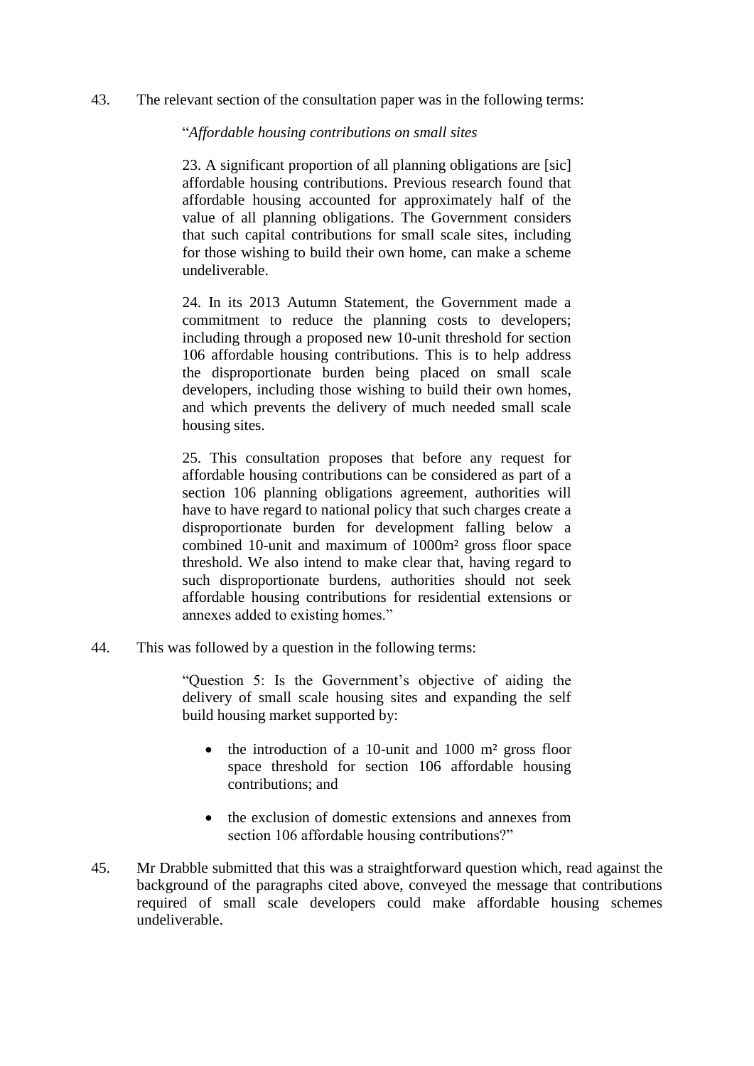43. The relevant section of the consultation paper was in the following terms:

> "*Affordable housing contributions on small sites*
>
> 23. A significant proportion of all planning obligations are [sic] affordable housing contributions. Previous research found that affordable housing accounted for approximately half of the value of all planning obligations. The Government considers that such capital contributions for small scale sites, including for those wishing to build their own home, can make a scheme undeliverable.
>
> 24. In its 2013 Autumn Statement, the Government made a commitment to reduce the planning costs to developers; including through a proposed new 10-unit threshold for section 106 affordable housing contributions. This is to help address the disproportionate burden being placed on small scale developers, including those wishing to build their own homes, and which prevents the delivery of much needed small scale housing sites.
>
> 25. This consultation proposes that before any request for affordable housing contributions can be considered as part of a section 106 planning obligations agreement, authorities will have to have regard to national policy that such charges create a disproportionate burden for development falling below a combined 10-unit and maximum of 1000m² gross floor space threshold. We also intend to make clear that, having regard to such disproportionate burdens, authorities should not seek affordable housing contributions for residential extensions or annexes added to existing homes."

44. This was followed by a question in the following terms:

> "Question 5: Is the Government's objective of aiding the delivery of small scale housing sites and expanding the self build housing market supported by:
>
> - the introduction of a 10-unit and 1000 m² gross floor space threshold for section 106 affordable housing contributions; and
> - the exclusion of domestic extensions and annexes from section 106 affordable housing contributions?"

45. Mr Drabble submitted that this was a straightforward question which, read against the background of the paragraphs cited above, conveyed the message that contributions required of small scale developers could make affordable housing schemes undeliverable.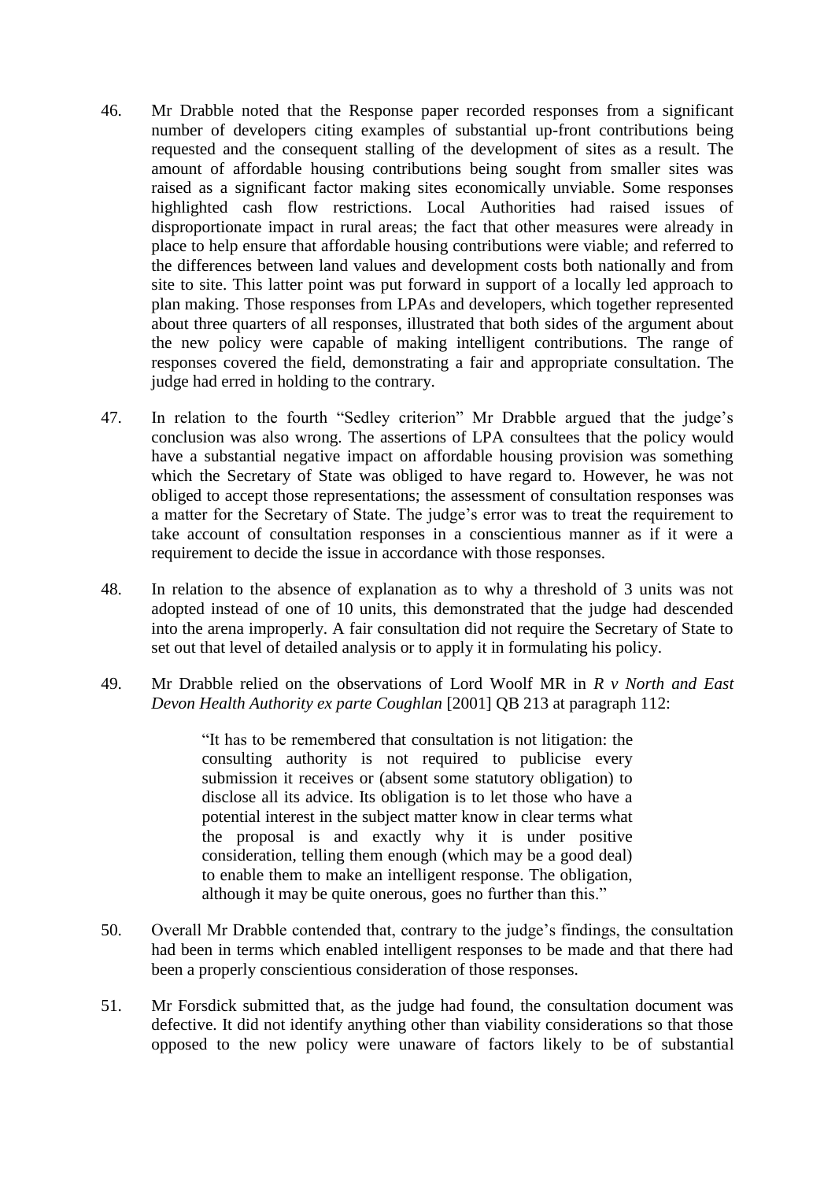46. Mr Drabble noted that the Response paper recorded responses from a significant number of developers citing examples of substantial up-front contributions being requested and the consequent stalling of the development of sites as a result. The amount of affordable housing contributions being sought from smaller sites was raised as a significant factor making sites economically unviable. Some responses highlighted cash flow restrictions. Local Authorities had raised issues of disproportionate impact in rural areas; the fact that other measures were already in place to help ensure that affordable housing contributions were viable; and referred to the differences between land values and development costs both nationally and from site to site. This latter point was put forward in support of a locally led approach to plan making. Those responses from LPAs and developers, which together represented about three quarters of all responses, illustrated that both sides of the argument about the new policy were capable of making intelligent contributions. The range of responses covered the field, demonstrating a fair and appropriate consultation. The judge had erred in holding to the contrary.

47. In relation to the fourth "Sedley criterion" Mr Drabble argued that the judge's conclusion was also wrong. The assertions of LPA consultees that the policy would have a substantial negative impact on affordable housing provision was something which the Secretary of State was obliged to have regard to. However, he was not obliged to accept those representations; the assessment of consultation responses was a matter for the Secretary of State. The judge's error was to treat the requirement to take account of consultation responses in a conscientious manner as if it were a requirement to decide the issue in accordance with those responses.

48. In relation to the absence of explanation as to why a threshold of 3 units was not adopted instead of one of 10 units, this demonstrated that the judge had descended into the arena improperly. A fair consultation did not require the Secretary of State to set out that level of detailed analysis or to apply it in formulating his policy.

49. Mr Drabble relied on the observations of Lord Woolf MR in *R v North and East Devon Health Authority ex parte Coughlan* [2001] QB 213 at paragraph 112:

> "It has to be remembered that consultation is not litigation: the consulting authority is not required to publicise every submission it receives or (absent some statutory obligation) to disclose all its advice. Its obligation is to let those who have a potential interest in the subject matter know in clear terms what the proposal is and exactly why it is under positive consideration, telling them enough (which may be a good deal) to enable them to make an intelligent response. The obligation, although it may be quite onerous, goes no further than this."

50. Overall Mr Drabble contended that, contrary to the judge's findings, the consultation had been in terms which enabled intelligent responses to be made and that there had been a properly conscientious consideration of those responses.

51. Mr Forsdick submitted that, as the judge had found, the consultation document was defective. It did not identify anything other than viability considerations so that those opposed to the new policy were unaware of factors likely to be of substantial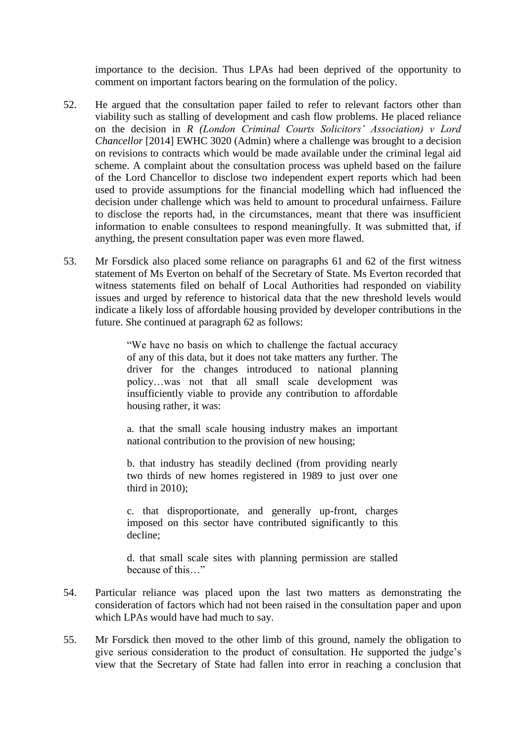importance to the decision. Thus LPAs had been deprived of the opportunity to comment on important factors bearing on the formulation of the policy.

52. He argued that the consultation paper failed to refer to relevant factors other than viability such as stalling of development and cash flow problems. He placed reliance on the decision in *R (London Criminal Courts Solicitors' Association) v Lord Chancellor* [2014] EWHC 3020 (Admin) where a challenge was brought to a decision on revisions to contracts which would be made available under the criminal legal aid scheme. A complaint about the consultation process was upheld based on the failure of the Lord Chancellor to disclose two independent expert reports which had been used to provide assumptions for the financial modelling which had influenced the decision under challenge which was held to amount to procedural unfairness. Failure to disclose the reports had, in the circumstances, meant that there was insufficient information to enable consultees to respond meaningfully. It was submitted that, if anything, the present consultation paper was even more flawed.

53. Mr Forsdick also placed some reliance on paragraphs 61 and 62 of the first witness statement of Ms Everton on behalf of the Secretary of State. Ms Everton recorded that witness statements filed on behalf of Local Authorities had responded on viability issues and urged by reference to historical data that the new threshold levels would indicate a likely loss of affordable housing provided by developer contributions in the future. She continued at paragraph 62 as follows:

> "We have no basis on which to challenge the factual accuracy of any of this data, but it does not take matters any further. The driver for the changes introduced to national planning policy…was not that all small scale development was insufficiently viable to provide any contribution to affordable housing rather, it was:
>
> a. that the small scale housing industry makes an important national contribution to the provision of new housing;
>
> b. that industry has steadily declined (from providing nearly two thirds of new homes registered in 1989 to just over one third in 2010);
>
> c. that disproportionate, and generally up-front, charges imposed on this sector have contributed significantly to this decline;
>
> d. that small scale sites with planning permission are stalled because of this…"

54. Particular reliance was placed upon the last two matters as demonstrating the consideration of factors which had not been raised in the consultation paper and upon which LPAs would have had much to say.

55. Mr Forsdick then moved to the other limb of this ground, namely the obligation to give serious consideration to the product of consultation. He supported the judge's view that the Secretary of State had fallen into error in reaching a conclusion that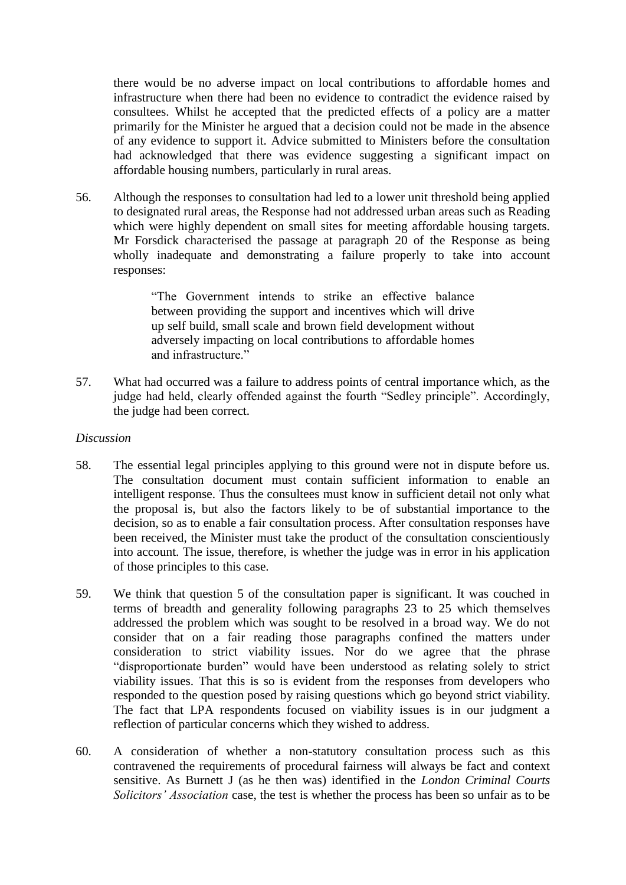there would be no adverse impact on local contributions to affordable homes and infrastructure when there had been no evidence to contradict the evidence raised by consultees. Whilst he accepted that the predicted effects of a policy are a matter primarily for the Minister he argued that a decision could not be made in the absence of any evidence to support it. Advice submitted to Ministers before the consultation had acknowledged that there was evidence suggesting a significant impact on affordable housing numbers, particularly in rural areas.

56. Although the responses to consultation had led to a lower unit threshold being applied to designated rural areas, the Response had not addressed urban areas such as Reading which were highly dependent on small sites for meeting affordable housing targets. Mr Forsdick characterised the passage at paragraph 20 of the Response as being wholly inadequate and demonstrating a failure properly to take into account responses:

> "The Government intends to strike an effective balance between providing the support and incentives which will drive up self build, small scale and brown field development without adversely impacting on local contributions to affordable homes and infrastructure."

57. What had occurred was a failure to address points of central importance which, as the judge had held, clearly offended against the fourth "Sedley principle". Accordingly, the judge had been correct.

*Discussion*

58. The essential legal principles applying to this ground were not in dispute before us. The consultation document must contain sufficient information to enable an intelligent response. Thus the consultees must know in sufficient detail not only what the proposal is, but also the factors likely to be of substantial importance to the decision, so as to enable a fair consultation process. After consultation responses have been received, the Minister must take the product of the consultation conscientiously into account. The issue, therefore, is whether the judge was in error in his application of those principles to this case.

59. We think that question 5 of the consultation paper is significant. It was couched in terms of breadth and generality following paragraphs 23 to 25 which themselves addressed the problem which was sought to be resolved in a broad way. We do not consider that on a fair reading those paragraphs confined the matters under consideration to strict viability issues. Nor do we agree that the phrase "disproportionate burden" would have been understood as relating solely to strict viability issues. That this is so is evident from the responses from developers who responded to the question posed by raising questions which go beyond strict viability. The fact that LPA respondents focused on viability issues is in our judgment a reflection of particular concerns which they wished to address.

60. A consideration of whether a non-statutory consultation process such as this contravened the requirements of procedural fairness will always be fact and context sensitive. As Burnett J (as he then was) identified in the *London Criminal Courts Solicitors' Association* case, the test is whether the process has been so unfair as to be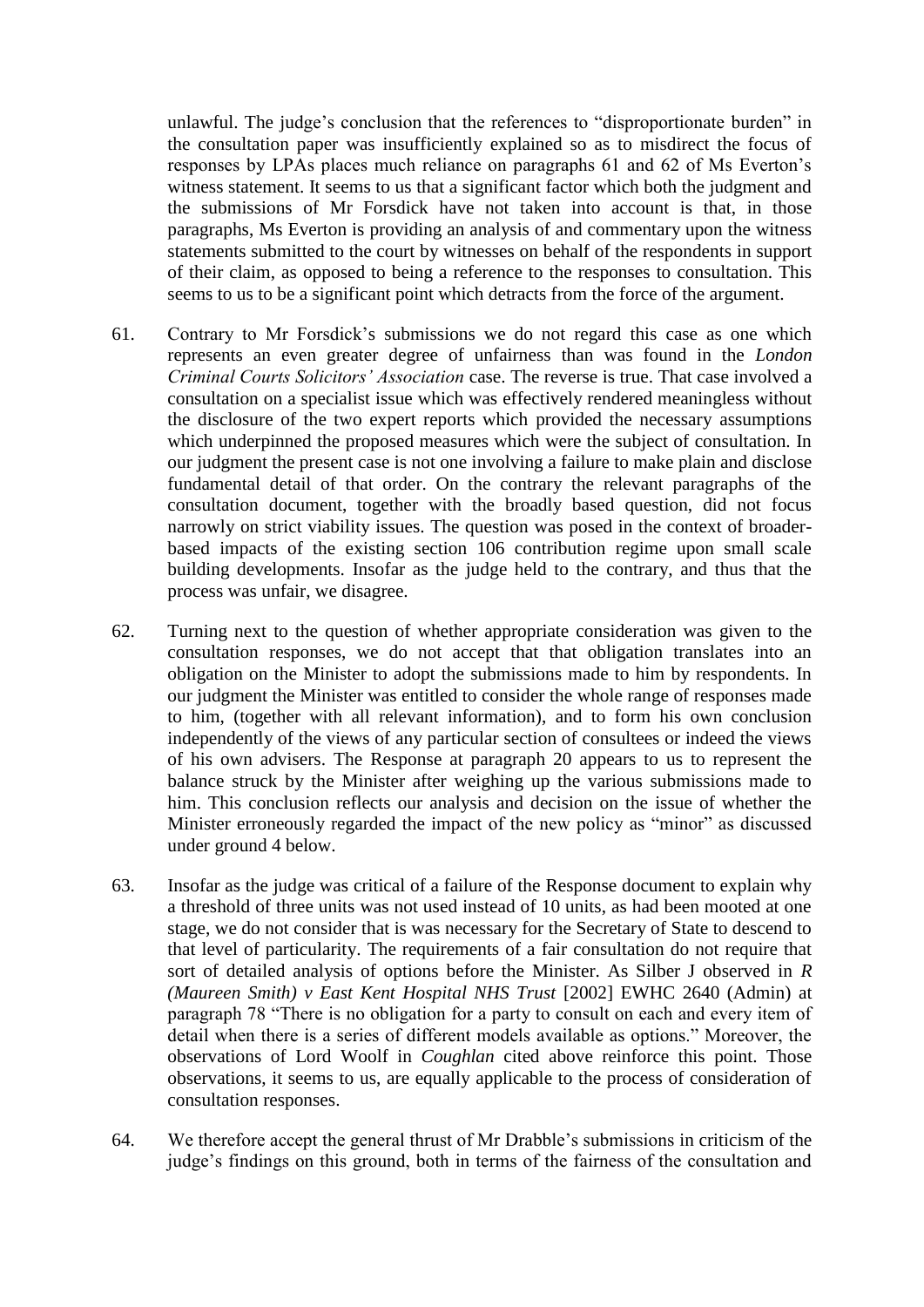unlawful. The judge's conclusion that the references to "disproportionate burden" in the consultation paper was insufficiently explained so as to misdirect the focus of responses by LPAs places much reliance on paragraphs 61 and 62 of Ms Everton's witness statement. It seems to us that a significant factor which both the judgment and the submissions of Mr Forsdick have not taken into account is that, in those paragraphs, Ms Everton is providing an analysis of and commentary upon the witness statements submitted to the court by witnesses on behalf of the respondents in support of their claim, as opposed to being a reference to the responses to consultation. This seems to us to be a significant point which detracts from the force of the argument.

61. Contrary to Mr Forsdick's submissions we do not regard this case as one which represents an even greater degree of unfairness than was found in the *London Criminal Courts Solicitors' Association* case. The reverse is true. That case involved a consultation on a specialist issue which was effectively rendered meaningless without the disclosure of the two expert reports which provided the necessary assumptions which underpinned the proposed measures which were the subject of consultation. In our judgment the present case is not one involving a failure to make plain and disclose fundamental detail of that order. On the contrary the relevant paragraphs of the consultation document, together with the broadly based question, did not focus narrowly on strict viability issues. The question was posed in the context of broader-based impacts of the existing section 106 contribution regime upon small scale building developments. Insofar as the judge held to the contrary, and thus that the process was unfair, we disagree.

62. Turning next to the question of whether appropriate consideration was given to the consultation responses, we do not accept that that obligation translates into an obligation on the Minister to adopt the submissions made to him by respondents. In our judgment the Minister was entitled to consider the whole range of responses made to him, (together with all relevant information), and to form his own conclusion independently of the views of any particular section of consultees or indeed the views of his own advisers. The Response at paragraph 20 appears to us to represent the balance struck by the Minister after weighing up the various submissions made to him. This conclusion reflects our analysis and decision on the issue of whether the Minister erroneously regarded the impact of the new policy as "minor" as discussed under ground 4 below.

63. Insofar as the judge was critical of a failure of the Response document to explain why a threshold of three units was not used instead of 10 units, as had been mooted at one stage, we do not consider that is was necessary for the Secretary of State to descend to that level of particularity. The requirements of a fair consultation do not require that sort of detailed analysis of options before the Minister. As Silber J observed in *R (Maureen Smith) v East Kent Hospital NHS Trust* [2002] EWHC 2640 (Admin) at paragraph 78 "There is no obligation for a party to consult on each and every item of detail when there is a series of different models available as options." Moreover, the observations of Lord Woolf in *Coughlan* cited above reinforce this point. Those observations, it seems to us, are equally applicable to the process of consideration of consultation responses.

64. We therefore accept the general thrust of Mr Drabble's submissions in criticism of the judge's findings on this ground, both in terms of the fairness of the consultation and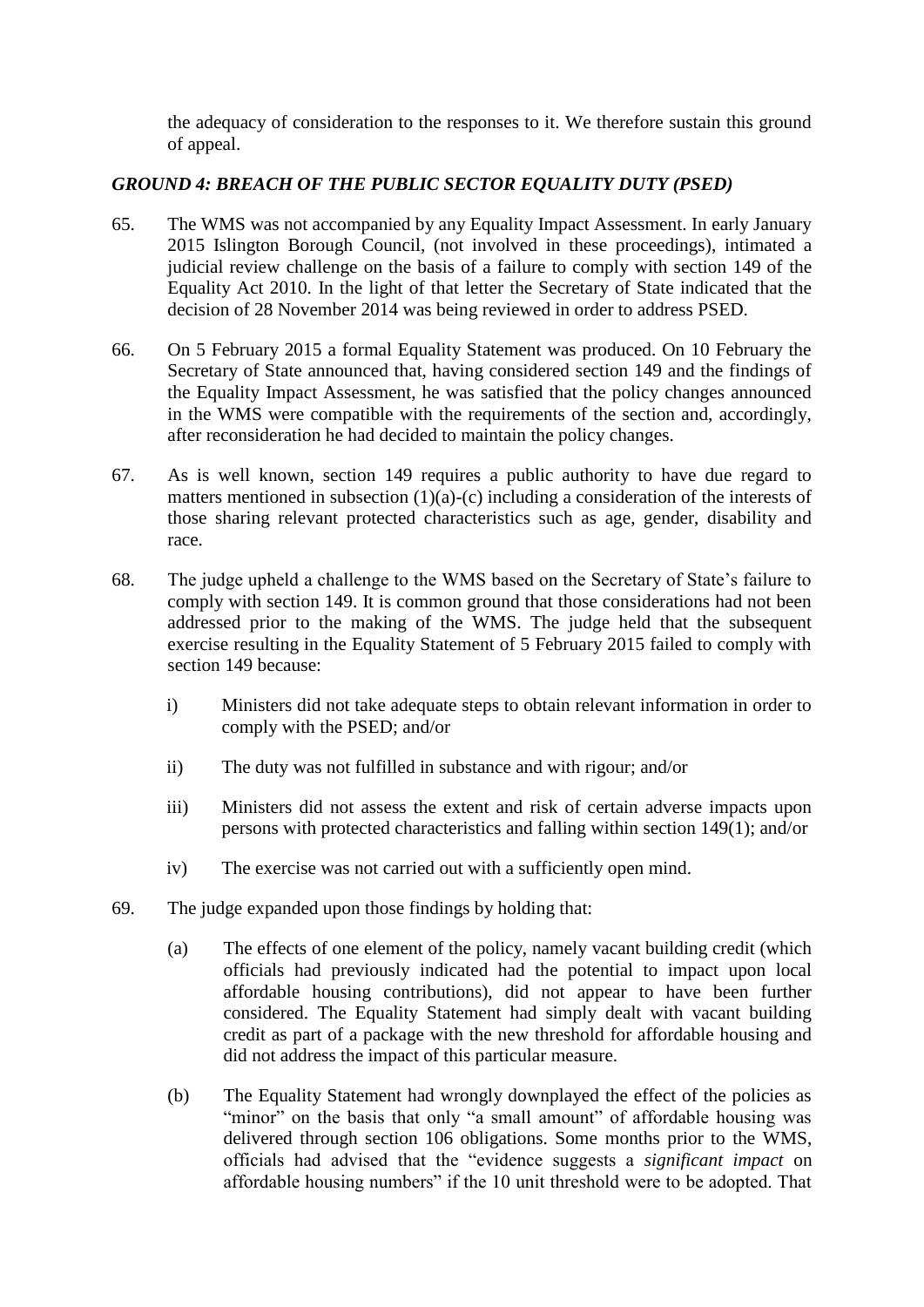the adequacy of consideration to the responses to it. We therefore sustain this ground of appeal.

### *GROUND 4: BREACH OF THE PUBLIC SECTOR EQUALITY DUTY (PSED)*

65. The WMS was not accompanied by any Equality Impact Assessment. In early January 2015 Islington Borough Council, (not involved in these proceedings), intimated a judicial review challenge on the basis of a failure to comply with section 149 of the Equality Act 2010. In the light of that letter the Secretary of State indicated that the decision of 28 November 2014 was being reviewed in order to address PSED.

66. On 5 February 2015 a formal Equality Statement was produced. On 10 February the Secretary of State announced that, having considered section 149 and the findings of the Equality Impact Assessment, he was satisfied that the policy changes announced in the WMS were compatible with the requirements of the section and, accordingly, after reconsideration he had decided to maintain the policy changes.

67. As is well known, section 149 requires a public authority to have due regard to matters mentioned in subsection (1)(a)-(c) including a consideration of the interests of those sharing relevant protected characteristics such as age, gender, disability and race.

68. The judge upheld a challenge to the WMS based on the Secretary of State's failure to comply with section 149. It is common ground that those considerations had not been addressed prior to the making of the WMS. The judge held that the subsequent exercise resulting in the Equality Statement of 5 February 2015 failed to comply with section 149 because:

    i) Ministers did not take adequate steps to obtain relevant information in order to comply with the PSED; and/or

    ii) The duty was not fulfilled in substance and with rigour; and/or

    iii) Ministers did not assess the extent and risk of certain adverse impacts upon persons with protected characteristics and falling within section 149(1); and/or

    iv) The exercise was not carried out with a sufficiently open mind.

69. The judge expanded upon those findings by holding that:

    (a) The effects of one element of the policy, namely vacant building credit (which officials had previously indicated had the potential to impact upon local affordable housing contributions), did not appear to have been further considered. The Equality Statement had simply dealt with vacant building credit as part of a package with the new threshold for affordable housing and did not address the impact of this particular measure.

    (b) The Equality Statement had wrongly downplayed the effect of the policies as "minor" on the basis that only "a small amount" of affordable housing was delivered through section 106 obligations. Some months prior to the WMS, officials had advised that the "evidence suggests a *significant impact* on affordable housing numbers" if the 10 unit threshold were to be adopted. That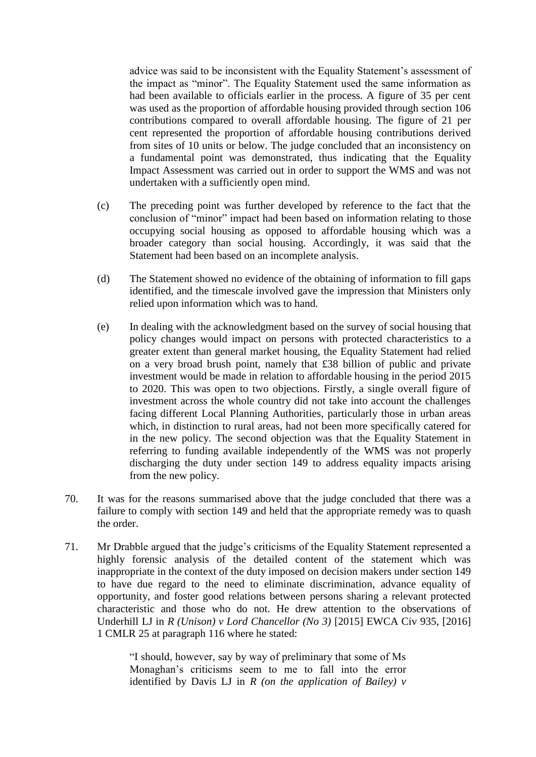advice was said to be inconsistent with the Equality Statement's assessment of the impact as "minor". The Equality Statement used the same information as had been available to officials earlier in the process. A figure of 35 per cent was used as the proportion of affordable housing provided through section 106 contributions compared to overall affordable housing. The figure of 21 per cent represented the proportion of affordable housing contributions derived from sites of 10 units or below. The judge concluded that an inconsistency on a fundamental point was demonstrated, thus indicating that the Equality Impact Assessment was carried out in order to support the WMS and was not undertaken with a sufficiently open mind.

(c) The preceding point was further developed by reference to the fact that the conclusion of "minor" impact had been based on information relating to those occupying social housing as opposed to affordable housing which was a broader category than social housing. Accordingly, it was said that the Statement had been based on an incomplete analysis.

(d) The Statement showed no evidence of the obtaining of information to fill gaps identified, and the timescale involved gave the impression that Ministers only relied upon information which was to hand.

(e) In dealing with the acknowledgment based on the survey of social housing that policy changes would impact on persons with protected characteristics to a greater extent than general market housing, the Equality Statement had relied on a very broad brush point, namely that £38 billion of public and private investment would be made in relation to affordable housing in the period 2015 to 2020. This was open to two objections. Firstly, a single overall figure of investment across the whole country did not take into account the challenges facing different Local Planning Authorities, particularly those in urban areas which, in distinction to rural areas, had not been more specifically catered for in the new policy. The second objection was that the Equality Statement in referring to funding available independently of the WMS was not properly discharging the duty under section 149 to address equality impacts arising from the new policy.

70. It was for the reasons summarised above that the judge concluded that there was a failure to comply with section 149 and held that the appropriate remedy was to quash the order.

71. Mr Drabble argued that the judge's criticisms of the Equality Statement represented a highly forensic analysis of the detailed content of the statement which was inappropriate in the context of the duty imposed on decision makers under section 149 to have due regard to the need to eliminate discrimination, advance equality of opportunity, and foster good relations between persons sharing a relevant protected characteristic and those who do not. He drew attention to the observations of Underhill LJ in *R (Unison) v Lord Chancellor (No 3)* [2015] EWCA Civ 935, [2016] 1 CMLR 25 at paragraph 116 where he stated:

> "I should, however, say by way of preliminary that some of Ms Monaghan's criticisms seem to me to fall into the error identified by Davis LJ in *R (on the application of Bailey) v*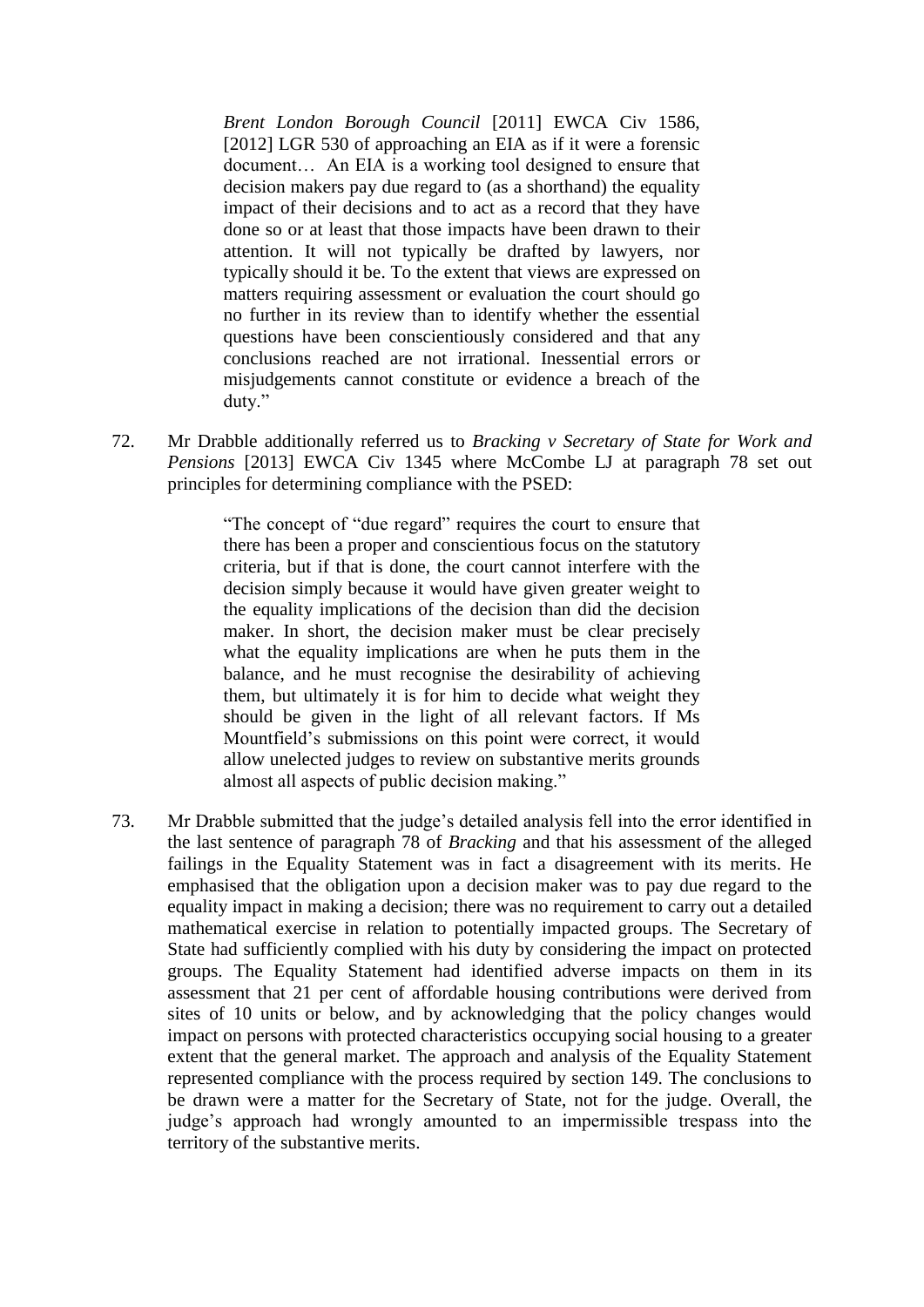> *Brent London Borough Council* [2011] EWCA Civ 1586, [2012] LGR 530 of approaching an EIA as if it were a forensic document… An EIA is a working tool designed to ensure that decision makers pay due regard to (as a shorthand) the equality impact of their decisions and to act as a record that they have done so or at least that those impacts have been drawn to their attention. It will not typically be drafted by lawyers, nor typically should it be. To the extent that views are expressed on matters requiring assessment or evaluation the court should go no further in its review than to identify whether the essential questions have been conscientiously considered and that any conclusions reached are not irrational. Inessential errors or misjudgements cannot constitute or evidence a breach of the duty."

72. Mr Drabble additionally referred us to *Bracking v Secretary of State for Work and Pensions* [2013] EWCA Civ 1345 where McCombe LJ at paragraph 78 set out principles for determining compliance with the PSED:

> "The concept of "due regard" requires the court to ensure that there has been a proper and conscientious focus on the statutory criteria, but if that is done, the court cannot interfere with the decision simply because it would have given greater weight to the equality implications of the decision than did the decision maker. In short, the decision maker must be clear precisely what the equality implications are when he puts them in the balance, and he must recognise the desirability of achieving them, but ultimately it is for him to decide what weight they should be given in the light of all relevant factors. If Ms Mountfield's submissions on this point were correct, it would allow unelected judges to review on substantive merits grounds almost all aspects of public decision making."

73. Mr Drabble submitted that the judge's detailed analysis fell into the error identified in the last sentence of paragraph 78 of *Bracking* and that his assessment of the alleged failings in the Equality Statement was in fact a disagreement with its merits. He emphasised that the obligation upon a decision maker was to pay due regard to the equality impact in making a decision; there was no requirement to carry out a detailed mathematical exercise in relation to potentially impacted groups. The Secretary of State had sufficiently complied with his duty by considering the impact on protected groups. The Equality Statement had identified adverse impacts on them in its assessment that 21 per cent of affordable housing contributions were derived from sites of 10 units or below, and by acknowledging that the policy changes would impact on persons with protected characteristics occupying social housing to a greater extent that the general market. The approach and analysis of the Equality Statement represented compliance with the process required by section 149. The conclusions to be drawn were a matter for the Secretary of State, not for the judge. Overall, the judge's approach had wrongly amounted to an impermissible trespass into the territory of the substantive merits.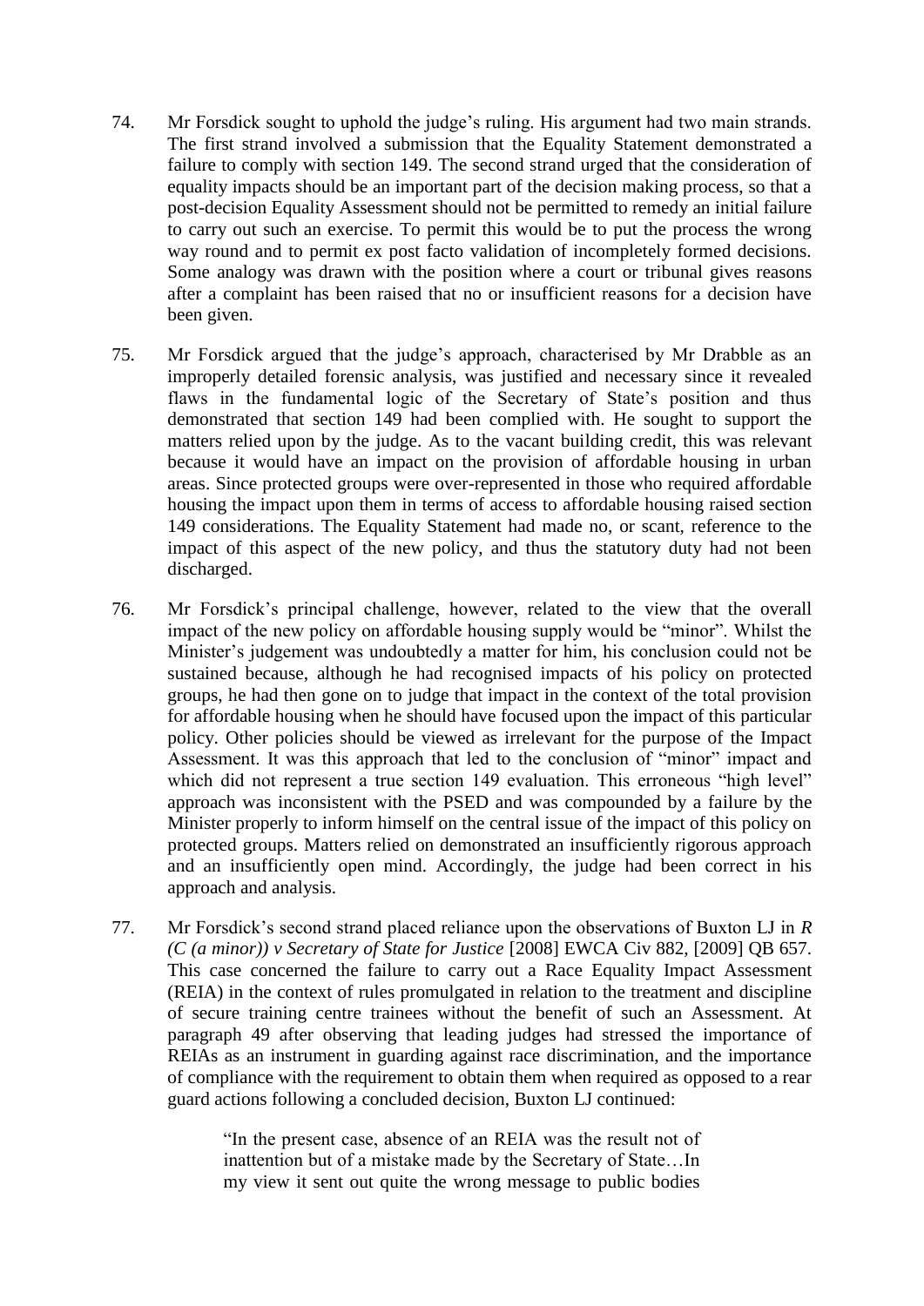74. Mr Forsdick sought to uphold the judge's ruling. His argument had two main strands. The first strand involved a submission that the Equality Statement demonstrated a failure to comply with section 149. The second strand urged that the consideration of equality impacts should be an important part of the decision making process, so that a post-decision Equality Assessment should not be permitted to remedy an initial failure to carry out such an exercise. To permit this would be to put the process the wrong way round and to permit ex post facto validation of incompletely formed decisions. Some analogy was drawn with the position where a court or tribunal gives reasons after a complaint has been raised that no or insufficient reasons for a decision have been given.

75. Mr Forsdick argued that the judge's approach, characterised by Mr Drabble as an improperly detailed forensic analysis, was justified and necessary since it revealed flaws in the fundamental logic of the Secretary of State's position and thus demonstrated that section 149 had been complied with. He sought to support the matters relied upon by the judge. As to the vacant building credit, this was relevant because it would have an impact on the provision of affordable housing in urban areas. Since protected groups were over-represented in those who required affordable housing the impact upon them in terms of access to affordable housing raised section 149 considerations. The Equality Statement had made no, or scant, reference to the impact of this aspect of the new policy, and thus the statutory duty had not been discharged.

76. Mr Forsdick's principal challenge, however, related to the view that the overall impact of the new policy on affordable housing supply would be "minor". Whilst the Minister's judgement was undoubtedly a matter for him, his conclusion could not be sustained because, although he had recognised impacts of his policy on protected groups, he had then gone on to judge that impact in the context of the total provision for affordable housing when he should have focused upon the impact of this particular policy. Other policies should be viewed as irrelevant for the purpose of the Impact Assessment. It was this approach that led to the conclusion of "minor" impact and which did not represent a true section 149 evaluation. This erroneous "high level" approach was inconsistent with the PSED and was compounded by a failure by the Minister properly to inform himself on the central issue of the impact of this policy on protected groups. Matters relied on demonstrated an insufficiently rigorous approach and an insufficiently open mind. Accordingly, the judge had been correct in his approach and analysis.

77. Mr Forsdick's second strand placed reliance upon the observations of Buxton LJ in *R (C (a minor)) v Secretary of State for Justice* [2008] EWCA Civ 882, [2009] QB 657. This case concerned the failure to carry out a Race Equality Impact Assessment (REIA) in the context of rules promulgated in relation to the treatment and discipline of secure training centre trainees without the benefit of such an Assessment. At paragraph 49 after observing that leading judges had stressed the importance of REIAs as an instrument in guarding against race discrimination, and the importance of compliance with the requirement to obtain them when required as opposed to a rear guard actions following a concluded decision, Buxton LJ continued:

> "In the present case, absence of an REIA was the result not of inattention but of a mistake made by the Secretary of State…In my view it sent out quite the wrong message to public bodies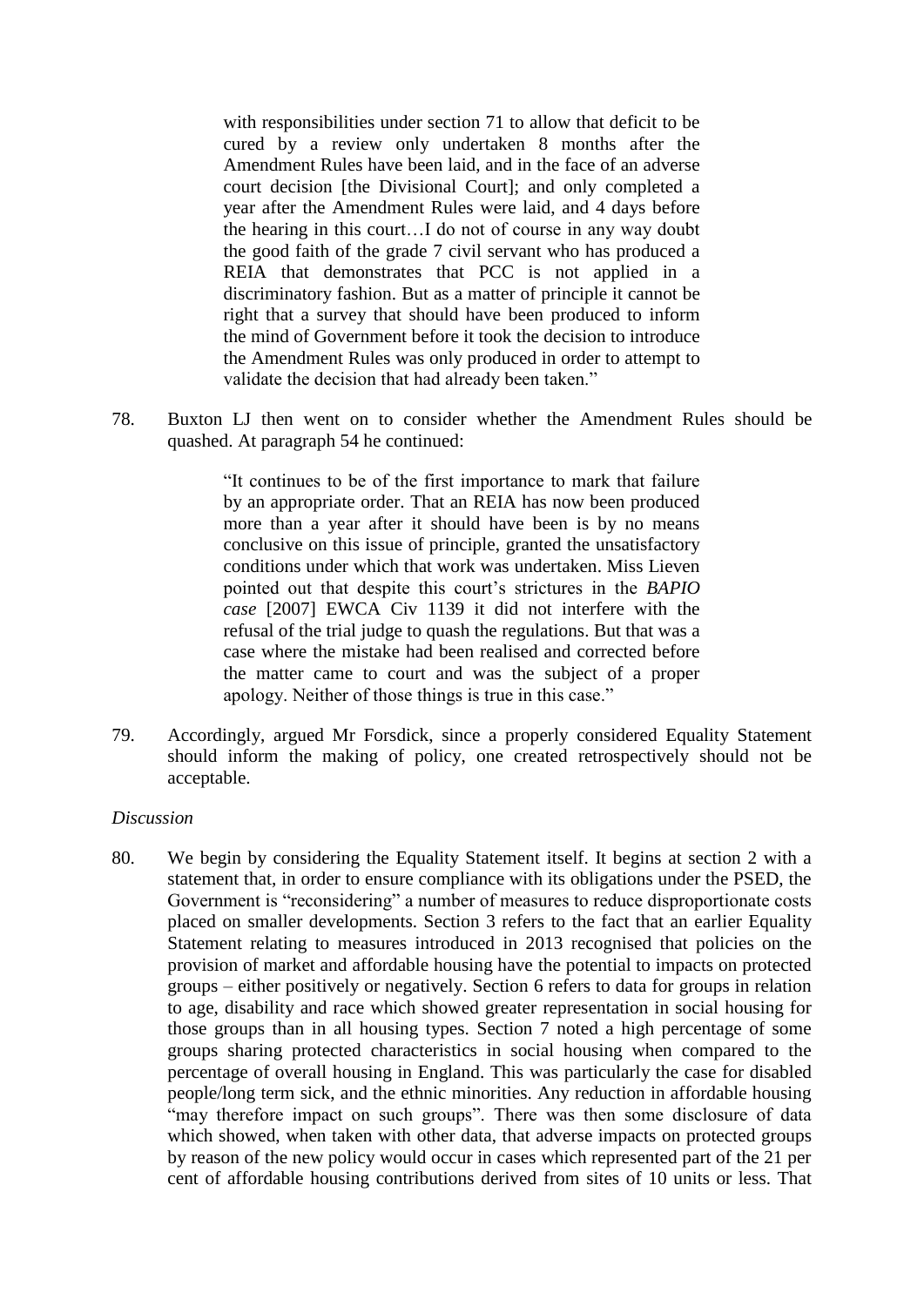> with responsibilities under section 71 to allow that deficit to be cured by a review only undertaken 8 months after the Amendment Rules have been laid, and in the face of an adverse court decision [the Divisional Court]; and only completed a year after the Amendment Rules were laid, and 4 days before the hearing in this court…I do not of course in any way doubt the good faith of the grade 7 civil servant who has produced a REIA that demonstrates that PCC is not applied in a discriminatory fashion. But as a matter of principle it cannot be right that a survey that should have been produced to inform the mind of Government before it took the decision to introduce the Amendment Rules was only produced in order to attempt to validate the decision that had already been taken."

78. Buxton LJ then went on to consider whether the Amendment Rules should be quashed. At paragraph 54 he continued:

> "It continues to be of the first importance to mark that failure by an appropriate order. That an REIA has now been produced more than a year after it should have been is by no means conclusive on this issue of principle, granted the unsatisfactory conditions under which that work was undertaken. Miss Lieven pointed out that despite this court's strictures in the *BAPIO case* [2007] EWCA Civ 1139 it did not interfere with the refusal of the trial judge to quash the regulations. But that was a case where the mistake had been realised and corrected before the matter came to court and was the subject of a proper apology. Neither of those things is true in this case."

79. Accordingly, argued Mr Forsdick, since a properly considered Equality Statement should inform the making of policy, one created retrospectively should not be acceptable.

*Discussion*

80. We begin by considering the Equality Statement itself. It begins at section 2 with a statement that, in order to ensure compliance with its obligations under the PSED, the Government is "reconsidering" a number of measures to reduce disproportionate costs placed on smaller developments. Section 3 refers to the fact that an earlier Equality Statement relating to measures introduced in 2013 recognised that policies on the provision of market and affordable housing have the potential to impacts on protected groups – either positively or negatively. Section 6 refers to data for groups in relation to age, disability and race which showed greater representation in social housing for those groups than in all housing types. Section 7 noted a high percentage of some groups sharing protected characteristics in social housing when compared to the percentage of overall housing in England. This was particularly the case for disabled people/long term sick, and the ethnic minorities. Any reduction in affordable housing "may therefore impact on such groups". There was then some disclosure of data which showed, when taken with other data, that adverse impacts on protected groups by reason of the new policy would occur in cases which represented part of the 21 per cent of affordable housing contributions derived from sites of 10 units or less. That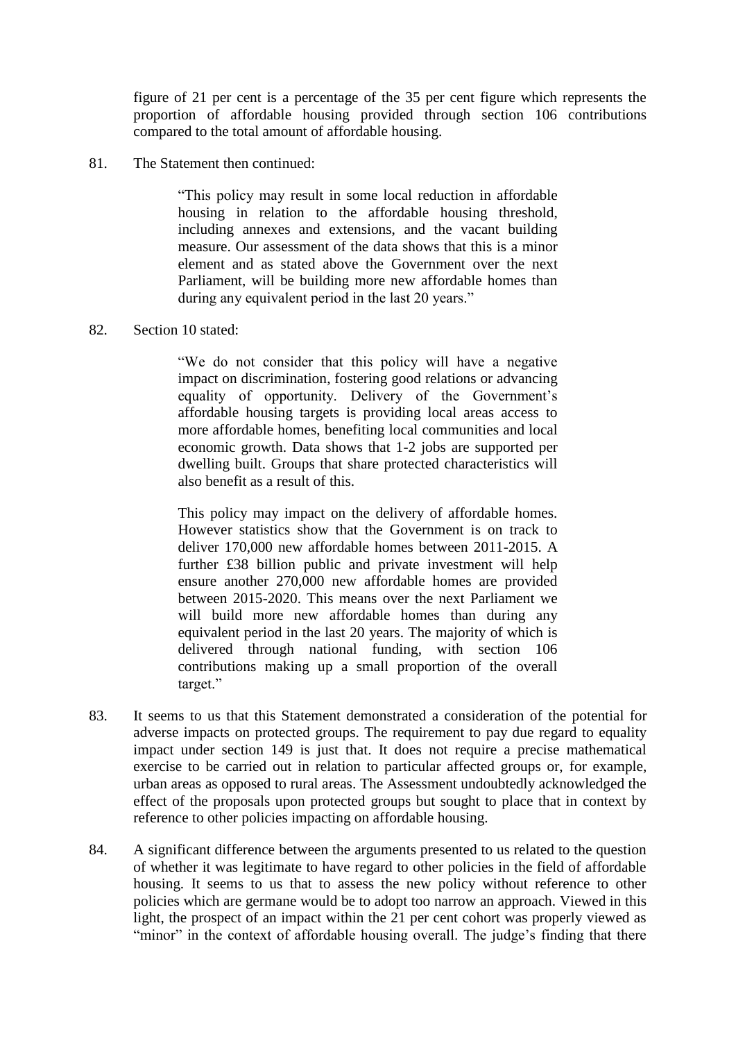figure of 21 per cent is a percentage of the 35 per cent figure which represents the proportion of affordable housing provided through section 106 contributions compared to the total amount of affordable housing.

81. The Statement then continued:

> "This policy may result in some local reduction in affordable housing in relation to the affordable housing threshold, including annexes and extensions, and the vacant building measure. Our assessment of the data shows that this is a minor element and as stated above the Government over the next Parliament, will be building more new affordable homes than during any equivalent period in the last 20 years."

82. Section 10 stated:

> "We do not consider that this policy will have a negative impact on discrimination, fostering good relations or advancing equality of opportunity. Delivery of the Government's affordable housing targets is providing local areas access to more affordable homes, benefiting local communities and local economic growth. Data shows that 1-2 jobs are supported per dwelling built. Groups that share protected characteristics will also benefit as a result of this.
>
> This policy may impact on the delivery of affordable homes. However statistics show that the Government is on track to deliver 170,000 new affordable homes between 2011-2015. A further £38 billion public and private investment will help ensure another 270,000 new affordable homes are provided between 2015-2020. This means over the next Parliament we will build more new affordable homes than during any equivalent period in the last 20 years. The majority of which is delivered through national funding, with section 106 contributions making up a small proportion of the overall target."

83. It seems to us that this Statement demonstrated a consideration of the potential for adverse impacts on protected groups. The requirement to pay due regard to equality impact under section 149 is just that. It does not require a precise mathematical exercise to be carried out in relation to particular affected groups or, for example, urban areas as opposed to rural areas. The Assessment undoubtedly acknowledged the effect of the proposals upon protected groups but sought to place that in context by reference to other policies impacting on affordable housing.

84. A significant difference between the arguments presented to us related to the question of whether it was legitimate to have regard to other policies in the field of affordable housing. It seems to us that to assess the new policy without reference to other policies which are germane would be to adopt too narrow an approach. Viewed in this light, the prospect of an impact within the 21 per cent cohort was properly viewed as "minor" in the context of affordable housing overall. The judge's finding that there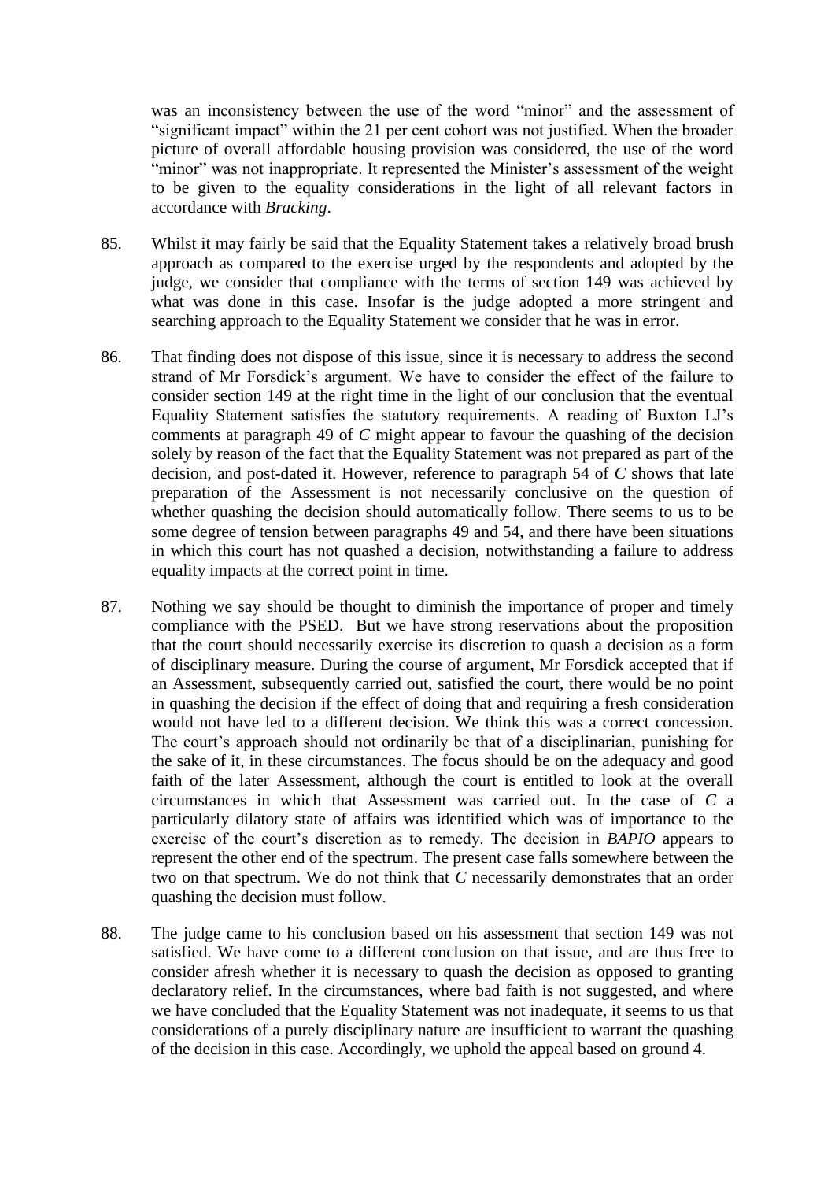was an inconsistency between the use of the word "minor" and the assessment of "significant impact" within the 21 per cent cohort was not justified. When the broader picture of overall affordable housing provision was considered, the use of the word "minor" was not inappropriate. It represented the Minister's assessment of the weight to be given to the equality considerations in the light of all relevant factors in accordance with *Bracking*.

85. Whilst it may fairly be said that the Equality Statement takes a relatively broad brush approach as compared to the exercise urged by the respondents and adopted by the judge, we consider that compliance with the terms of section 149 was achieved by what was done in this case. Insofar is the judge adopted a more stringent and searching approach to the Equality Statement we consider that he was in error.

86. That finding does not dispose of this issue, since it is necessary to address the second strand of Mr Forsdick's argument. We have to consider the effect of the failure to consider section 149 at the right time in the light of our conclusion that the eventual Equality Statement satisfies the statutory requirements. A reading of Buxton LJ's comments at paragraph 49 of *C* might appear to favour the quashing of the decision solely by reason of the fact that the Equality Statement was not prepared as part of the decision, and post-dated it. However, reference to paragraph 54 of *C* shows that late preparation of the Assessment is not necessarily conclusive on the question of whether quashing the decision should automatically follow. There seems to us to be some degree of tension between paragraphs 49 and 54, and there have been situations in which this court has not quashed a decision, notwithstanding a failure to address equality impacts at the correct point in time.

87. Nothing we say should be thought to diminish the importance of proper and timely compliance with the PSED. But we have strong reservations about the proposition that the court should necessarily exercise its discretion to quash a decision as a form of disciplinary measure. During the course of argument, Mr Forsdick accepted that if an Assessment, subsequently carried out, satisfied the court, there would be no point in quashing the decision if the effect of doing that and requiring a fresh consideration would not have led to a different decision. We think this was a correct concession. The court's approach should not ordinarily be that of a disciplinarian, punishing for the sake of it, in these circumstances. The focus should be on the adequacy and good faith of the later Assessment, although the court is entitled to look at the overall circumstances in which that Assessment was carried out. In the case of *C* a particularly dilatory state of affairs was identified which was of importance to the exercise of the court's discretion as to remedy. The decision in *BAPIO* appears to represent the other end of the spectrum. The present case falls somewhere between the two on that spectrum. We do not think that *C* necessarily demonstrates that an order quashing the decision must follow.

88. The judge came to his conclusion based on his assessment that section 149 was not satisfied. We have come to a different conclusion on that issue, and are thus free to consider afresh whether it is necessary to quash the decision as opposed to granting declaratory relief. In the circumstances, where bad faith is not suggested, and where we have concluded that the Equality Statement was not inadequate, it seems to us that considerations of a purely disciplinary nature are insufficient to warrant the quashing of the decision in this case. Accordingly, we uphold the appeal based on ground 4.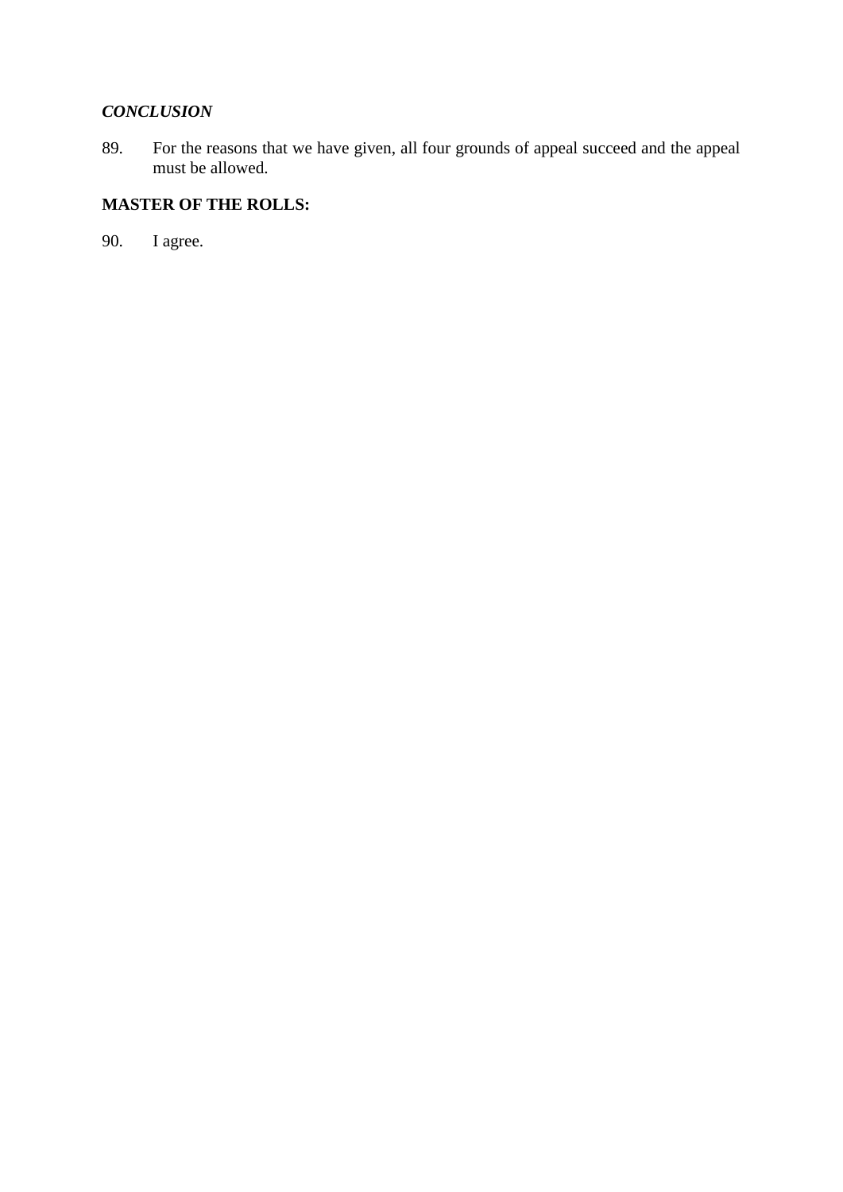***CONCLUSION***

89. For the reasons that we have given, all four grounds of appeal succeed and the appeal must be allowed.

**MASTER OF THE ROLLS:**

90. I agree.